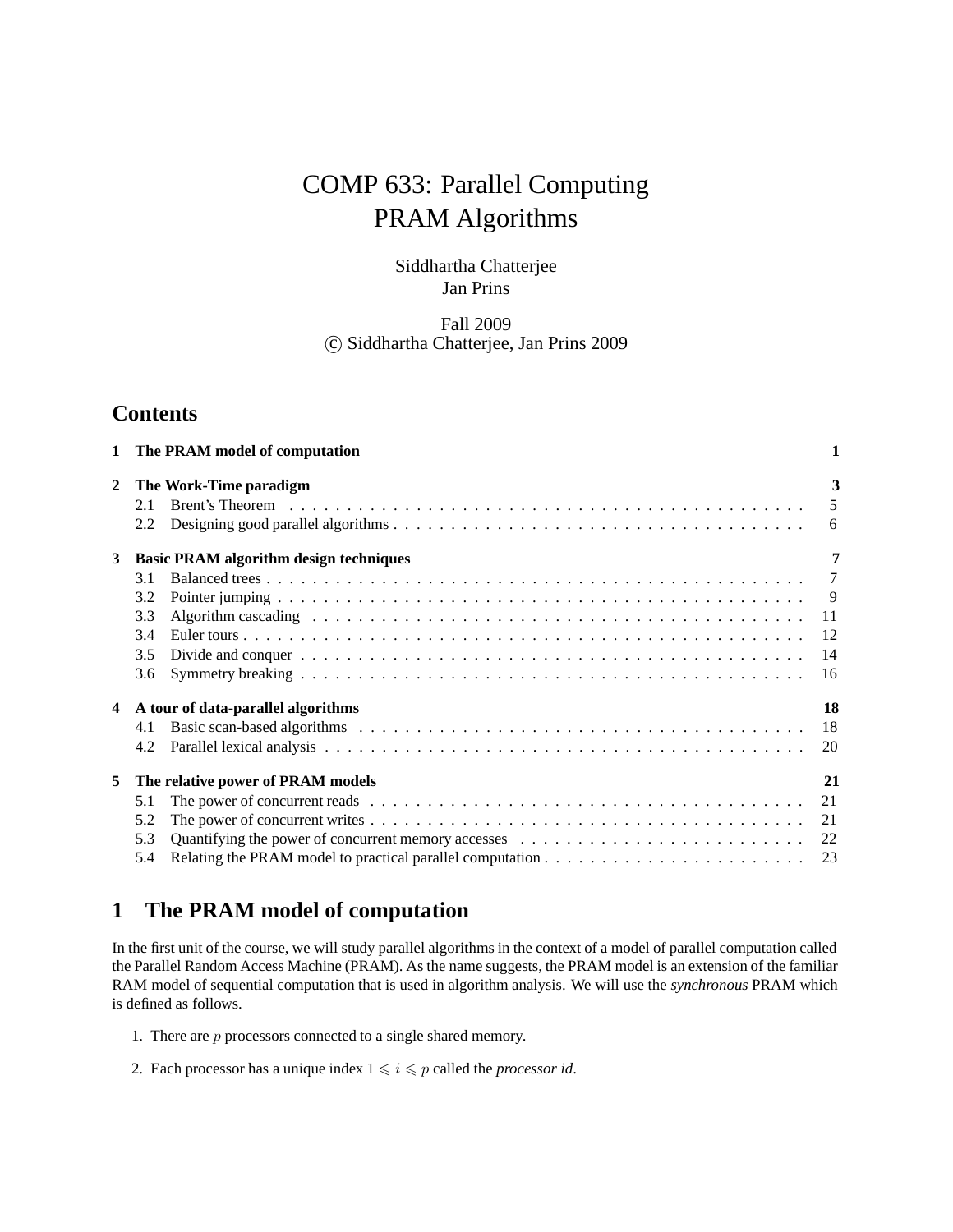# COMP 633: Parallel Computing
# PRAM Algorithms

Siddhartha Chatterjee
Jan Prins

Fall 2009
© Siddhartha Chatterjee, Jan Prins 2009

## Contents

| | | |
|---|---|---|
| **1** | **The PRAM model of computation** | **1** |
| **2** | **The Work-Time paradigm** | **3** |
| 2.1 | Brent's Theorem | 5 |
| 2.2 | Designing good parallel algorithms | 6 |
| **3** | **Basic PRAM algorithm design techniques** | **7** |
| 3.1 | Balanced trees | 7 |
| 3.2 | Pointer jumping | 9 |
| 3.3 | Algorithm cascading | 11 |
| 3.4 | Euler tours | 12 |
| 3.5 | Divide and conquer | 14 |
| 3.6 | Symmetry breaking | 16 |
| **4** | **A tour of data-parallel algorithms** | **18** |
| 4.1 | Basic scan-based algorithms | 18 |
| 4.2 | Parallel lexical analysis | 20 |
| **5** | **The relative power of PRAM models** | **21** |
| 5.1 | The power of concurrent reads | 21 |
| 5.2 | The power of concurrent writes | 21 |
| 5.3 | Quantifying the power of concurrent memory accesses | 22 |
| 5.4 | Relating the PRAM model to practical parallel computation | 23 |

## 1 The PRAM model of computation

In the first unit of the course, we will study parallel algorithms in the context of a model of parallel computation called the Parallel Random Access Machine (PRAM). As the name suggests, the PRAM model is an extension of the familiar RAM model of sequential computation that is used in algorithm analysis. We will use the *synchronous* PRAM which is defined as follows.

1. There are $p$ processors connected to a single shared memory.
2. Each processor has a unique index $1 \leqslant i \leqslant p$ called the *processor id*.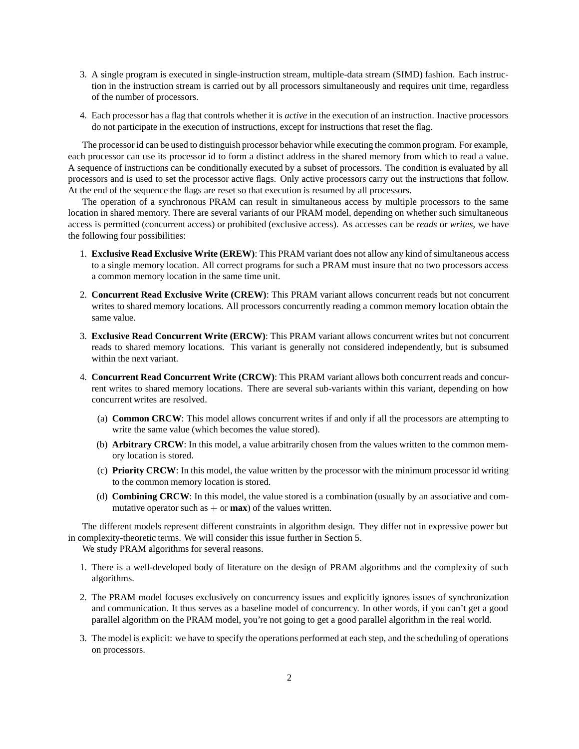3. A single program is executed in single-instruction stream, multiple-data stream (SIMD) fashion. Each instruction in the instruction stream is carried out by all processors simultaneously and requires unit time, regardless of the number of processors.

4. Each processor has a flag that controls whether it is *active* in the execution of an instruction. Inactive processors do not participate in the execution of instructions, except for instructions that reset the flag.

The processor id can be used to distinguish processor behavior while executing the common program. For example, each processor can use its processor id to form a distinct address in the shared memory from which to read a value. A sequence of instructions can be conditionally executed by a subset of processors. The condition is evaluated by all processors and is used to set the processor active flags. Only active processors carry out the instructions that follow. At the end of the sequence the flags are reset so that execution is resumed by all processors.

The operation of a synchronous PRAM can result in simultaneous access by multiple processors to the same location in shared memory. There are several variants of our PRAM model, depending on whether such simultaneous access is permitted (concurrent access) or prohibited (exclusive access). As accesses can be *reads* or *writes*, we have the following four possibilities:

1. **Exclusive Read Exclusive Write (EREW)**: This PRAM variant does not allow any kind of simultaneous access to a single memory location. All correct programs for such a PRAM must insure that no two processors access a common memory location in the same time unit.

2. **Concurrent Read Exclusive Write (CREW)**: This PRAM variant allows concurrent reads but not concurrent writes to shared memory locations. All processors concurrently reading a common memory location obtain the same value.

3. **Exclusive Read Concurrent Write (ERCW)**: This PRAM variant allows concurrent writes but not concurrent reads to shared memory locations. This variant is generally not considered independently, but is subsumed within the next variant.

4. **Concurrent Read Concurrent Write (CRCW)**: This PRAM variant allows both concurrent reads and concurrent writes to shared memory locations. There are several sub-variants within this variant, depending on how concurrent writes are resolved.

   (a) **Common CRCW**: This model allows concurrent writes if and only if all the processors are attempting to write the same value (which becomes the value stored).

   (b) **Arbitrary CRCW**: In this model, a value arbitrarily chosen from the values written to the common memory location is stored.

   (c) **Priority CRCW**: In this model, the value written by the processor with the minimum processor id writing to the common memory location is stored.

   (d) **Combining CRCW**: In this model, the value stored is a combination (usually by an associative and commutative operator such as $+$ or **max**) of the values written.

The different models represent different constraints in algorithm design. They differ not in expressive power but in complexity-theoretic terms. We will consider this issue further in Section 5.

We study PRAM algorithms for several reasons.

1. There is a well-developed body of literature on the design of PRAM algorithms and the complexity of such algorithms.

2. The PRAM model focuses exclusively on concurrency issues and explicitly ignores issues of synchronization and communication. It thus serves as a baseline model of concurrency. In other words, if you can't get a good parallel algorithm on the PRAM model, you're not going to get a good parallel algorithm in the real world.

3. The model is explicit: we have to specify the operations performed at each step, and the scheduling of operations on processors.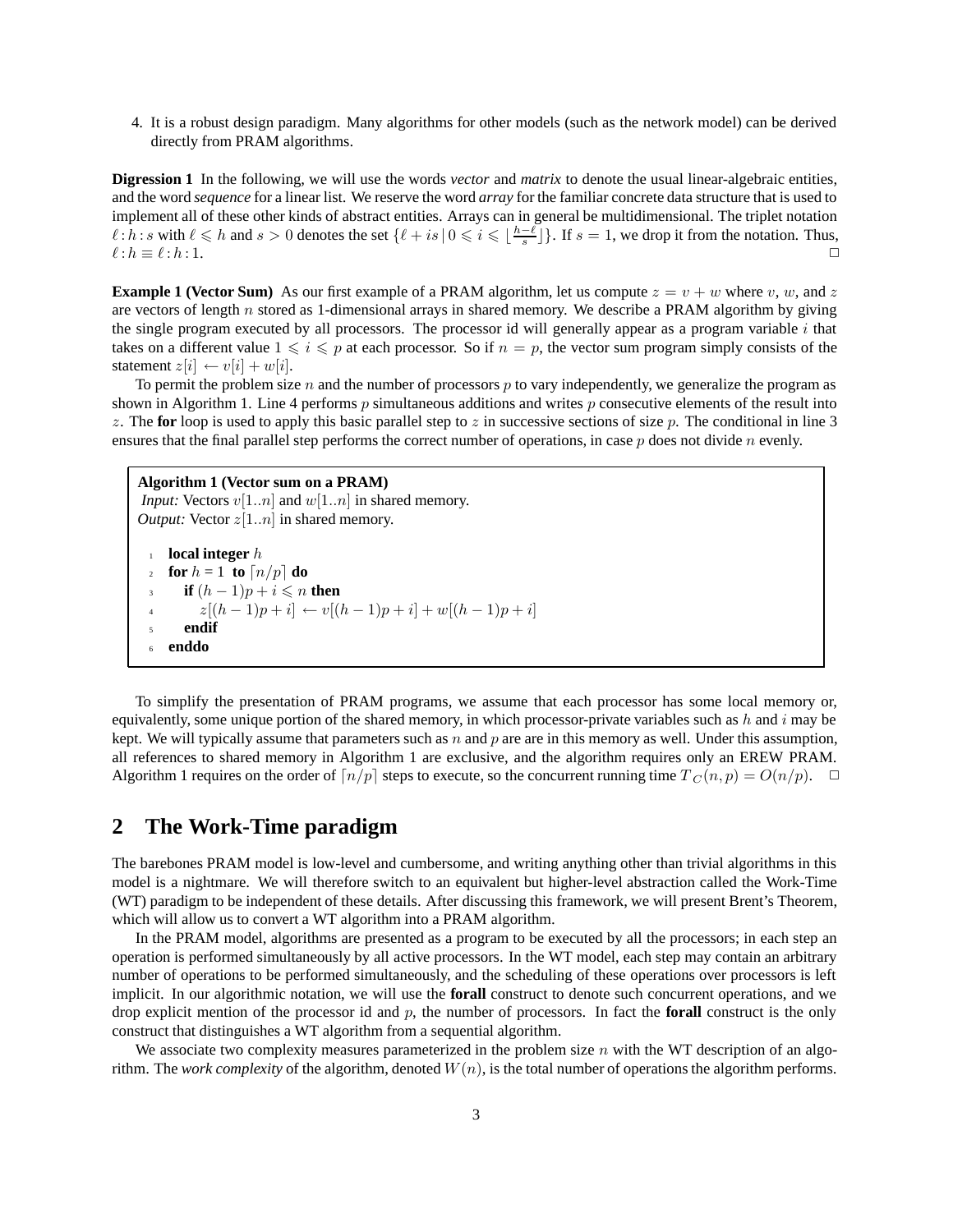4. It is a robust design paradigm. Many algorithms for other models (such as the network model) can be derived directly from PRAM algorithms.

**Digression 1** In the following, we will use the words *vector* and *matrix* to denote the usual linear-algebraic entities, and the word *sequence* for a linear list. We reserve the word *array* for the familiar concrete data structure that is used to implement all of these other kinds of abstract entities. Arrays can in general be multidimensional. The triplet notation $\ell : h : s$ with $\ell \leqslant h$ and $s > 0$ denotes the set $\{\ell + is \,|\, 0 \leqslant i \leqslant \lfloor \frac{h-\ell}{s} \rfloor\}$. If $s = 1$, we drop it from the notation. Thus, $\ell : h \equiv \ell : h : 1$. □

**Example 1 (Vector Sum)** As our first example of a PRAM algorithm, let us compute $z = v + w$ where $v$, $w$, and $z$ are vectors of length $n$ stored as 1-dimensional arrays in shared memory. We describe a PRAM algorithm by giving the single program executed by all processors. The processor id will generally appear as a program variable $i$ that takes on a different value $1 \leqslant i \leqslant p$ at each processor. So if $n = p$, the vector sum program simply consists of the statement $z[i] \leftarrow v[i] + w[i]$.

To permit the problem size $n$ and the number of processors $p$ to vary independently, we generalize the program as shown in Algorithm 1. Line 4 performs $p$ simultaneous additions and writes $p$ consecutive elements of the result into $z$. The **for** loop is used to apply this basic parallel step to $z$ in successive sections of size $p$. The conditional in line 3 ensures that the final parallel step performs the correct number of operations, in case $p$ does not divide $n$ evenly.

**Algorithm 1 (Vector sum on a PRAM)**
*Input:* Vectors $v[1..n]$ and $w[1..n]$ in shared memory.
*Output:* Vector $z[1..n]$ in shared memory.

```
1  local integer h
2  for h = 1 to ⌈n/p⌉ do
3     if (h − 1)p + i ⩽ n then
4        z[(h − 1)p + i] ← v[(h − 1)p + i] + w[(h − 1)p + i]
5     endif
6  enddo
```

To simplify the presentation of PRAM programs, we assume that each processor has some local memory or, equivalently, some unique portion of the shared memory, in which processor-private variables such as $h$ and $i$ may be kept. We will typically assume that parameters such as $n$ and $p$ are are in this memory as well. Under this assumption, all references to shared memory in Algorithm 1 are exclusive, and the algorithm requires only an EREW PRAM. Algorithm 1 requires on the order of $\lceil n/p \rceil$ steps to execute, so the concurrent running time $T_C(n,p) = O(n/p)$. □

## 2 The Work-Time paradigm

The barebones PRAM model is low-level and cumbersome, and writing anything other than trivial algorithms in this model is a nightmare. We will therefore switch to an equivalent but higher-level abstraction called the Work-Time (WT) paradigm to be independent of these details. After discussing this framework, we will present Brent's Theorem, which will allow us to convert a WT algorithm into a PRAM algorithm.

In the PRAM model, algorithms are presented as a program to be executed by all the processors; in each step an operation is performed simultaneously by all active processors. In the WT model, each step may contain an arbitrary number of operations to be performed simultaneously, and the scheduling of these operations over processors is left implicit. In our algorithmic notation, we will use the **forall** construct to denote such concurrent operations, and we drop explicit mention of the processor id and $p$, the number of processors. In fact the **forall** construct is the only construct that distinguishes a WT algorithm from a sequential algorithm.

We associate two complexity measures parameterized in the problem size $n$ with the WT description of an algorithm. The *work complexity* of the algorithm, denoted $W(n)$, is the total number of operations the algorithm performs.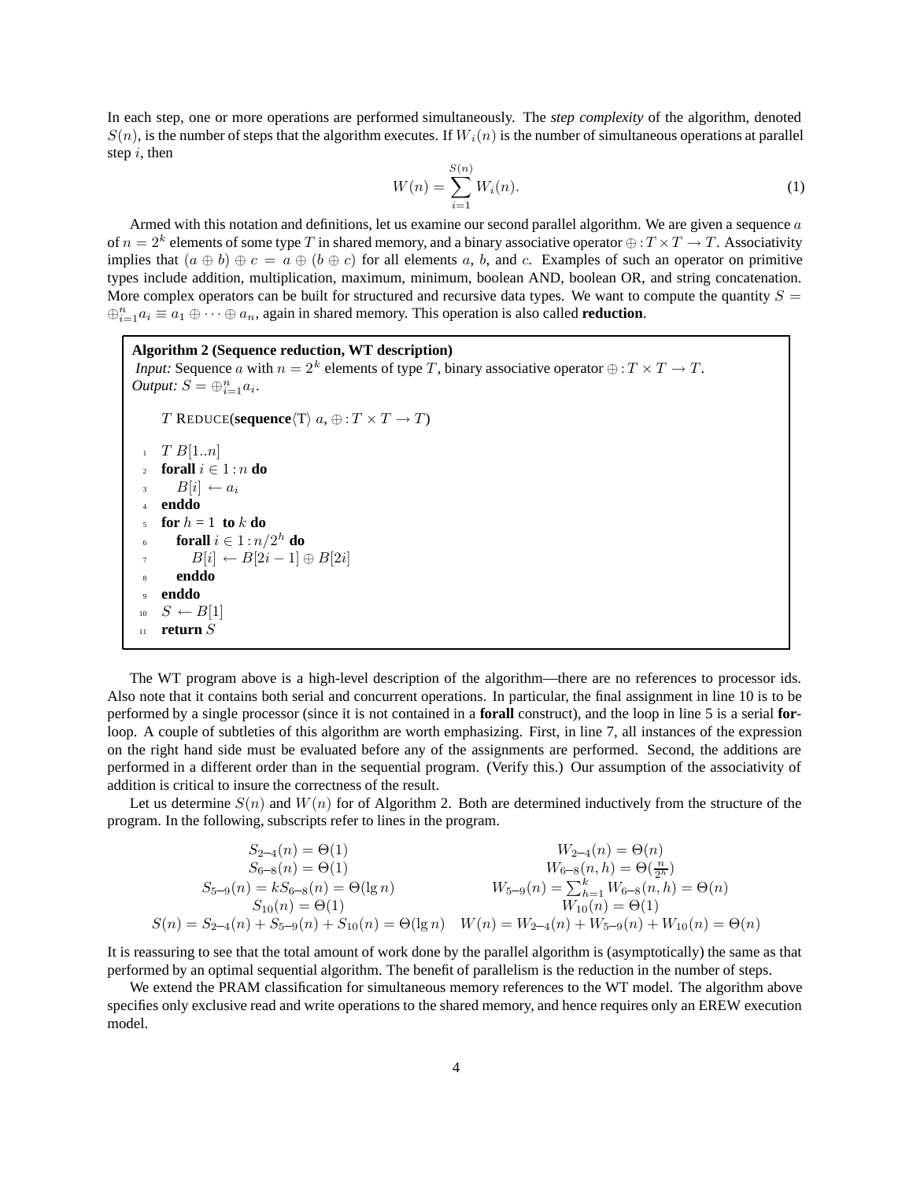In each step, one or more operations are performed simultaneously. The *step complexity* of the algorithm, denoted $S(n)$, is the number of steps that the algorithm executes. If $W_i(n)$ is the number of simultaneous operations at parallel step $i$, then

$$W(n) = \sum_{i=1}^{S(n)} W_i(n). \tag{1}$$

Armed with this notation and definitions, let us examine our second parallel algorithm. We are given a sequence $a$ of $n = 2^k$ elements of some type $T$ in shared memory, and a binary associative operator $\oplus : T \times T \to T$. Associativity implies that $(a \oplus b) \oplus c = a \oplus (b \oplus c)$ for all elements $a$, $b$, and $c$. Examples of such an operator on primitive types include addition, multiplication, maximum, minimum, boolean AND, boolean OR, and string concatenation. More complex operators can be built for structured and recursive data types. We want to compute the quantity $S = \oplus_{i=1}^{n} a_i \equiv a_1 \oplus \cdots \oplus a_n$, again in shared memory. This operation is also called **reduction**.

**Algorithm 2 (Sequence reduction, WT description)**
*Input:* Sequence $a$ with $n = 2^k$ elements of type $T$, binary associative operator $\oplus : T \times T \to T$.
*Output:* $S = \oplus_{i=1}^{n} a_i$.

```
    T REDUCE(sequence⟨T⟩ a, ⊕ : T × T → T)

 1  T B[1..n]
 2  forall i ∈ 1 : n do
 3     B[i] ← a_i
 4  enddo
 5  for h = 1 to k do
 6     forall i ∈ 1 : n/2^h do
 7        B[i] ← B[2i − 1] ⊕ B[2i]
 8     enddo
 9  enddo
10  S ← B[1]
11  return S
```

The WT program above is a high-level description of the algorithm—there are no references to processor ids. Also note that it contains both serial and concurrent operations. In particular, the final assignment in line 10 is to be performed by a single processor (since it is not contained in a **forall** construct), and the loop in line 5 is a serial **for**-loop. A couple of subtleties of this algorithm are worth emphasizing. First, in line 7, all instances of the expression on the right hand side must be evaluated before any of the assignments are performed. Second, the additions are performed in a different order than in the sequential program. (Verify this.) Our assumption of the associativity of addition is critical to insure the correctness of the result.

Let us determine $S(n)$ and $W(n)$ for of Algorithm 2. Both are determined inductively from the structure of the program. In the following, subscripts refer to lines in the program.

$$\begin{array}{cc}
S_{2\text{–}4}(n) = \Theta(1) & W_{2\text{–}4}(n) = \Theta(n) \\
S_{6\text{–}8}(n) = \Theta(1) & W_{6\text{–}8}(n, h) = \Theta(\frac{n}{2^h}) \\
S_{5\text{–}9}(n) = kS_{6\text{–}8}(n) = \Theta(\lg n) & W_{5\text{–}9}(n) = \sum_{h=1}^{k} W_{6\text{–}8}(n, h) = \Theta(n) \\
S_{10}(n) = \Theta(1) & W_{10}(n) = \Theta(1) \\
S(n) = S_{2\text{–}4}(n) + S_{5\text{–}9}(n) + S_{10}(n) = \Theta(\lg n) & W(n) = W_{2\text{–}4}(n) + W_{5\text{–}9}(n) + W_{10}(n) = \Theta(n)
\end{array}$$

It is reassuring to see that the total amount of work done by the parallel algorithm is (asymptotically) the same as that performed by an optimal sequential algorithm. The benefit of parallelism is the reduction in the number of steps.

We extend the PRAM classification for simultaneous memory references to the WT model. The algorithm above specifies only exclusive read and write operations to the shared memory, and hence requires only an EREW execution model.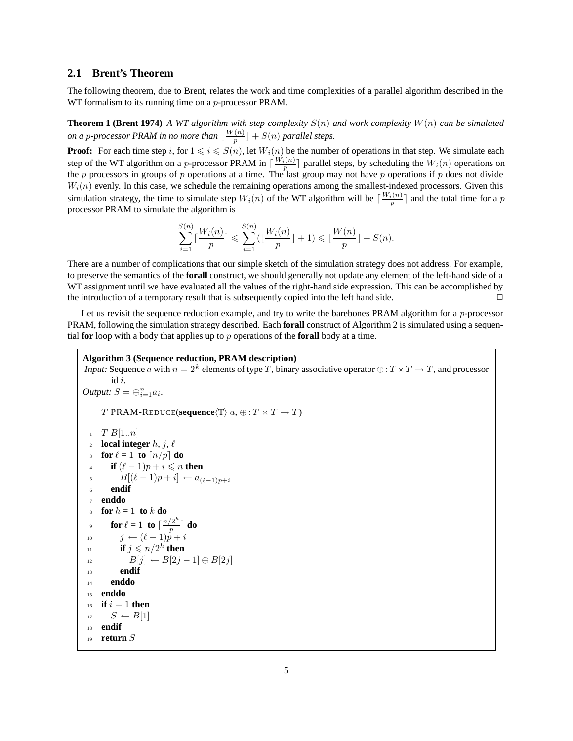## 2.1 Brent's Theorem

The following theorem, due to Brent, relates the work and time complexities of a parallel algorithm described in the WT formalism to its running time on a $p$-processor PRAM.

**Theorem 1 (Brent 1974)** *A WT algorithm with step complexity $S(n)$ and work complexity $W(n)$ can be simulated on a $p$-processor PRAM in no more than $\lfloor \frac{W(n)}{p} \rfloor + S(n)$ parallel steps.*

**Proof:** For each time step $i$, for $1 \leqslant i \leqslant S(n)$, let $W_i(n)$ be the number of operations in that step. We simulate each step of the WT algorithm on a $p$-processor PRAM in $\lceil \frac{W_i(n)}{p} \rceil$ parallel steps, by scheduling the $W_i(n)$ operations on the $p$ processors in groups of $p$ operations at a time. The last group may not have $p$ operations if $p$ does not divide $W_i(n)$ evenly. In this case, we schedule the remaining operations among the smallest-indexed processors. Given this simulation strategy, the time to simulate step $W_i(n)$ of the WT algorithm will be $\lceil \frac{W_i(n)}{p} \rceil$ and the total time for a $p$ processor PRAM to simulate the algorithm is

$$\sum_{i=1}^{S(n)} \lceil \frac{W_i(n)}{p} \rceil \leqslant \sum_{i=1}^{S(n)} (\lfloor \frac{W_i(n)}{p} \rfloor + 1) \leqslant \lfloor \frac{W(n)}{p} \rfloor + S(n).$$

There are a number of complications that our simple sketch of the simulation strategy does not address. For example, to preserve the semantics of the **forall** construct, we should generally not update any element of the left-hand side of a WT assignment until we have evaluated all the values of the right-hand side expression. This can be accomplished by the introduction of a temporary result that is subsequently copied into the left hand side. □

Let us revisit the sequence reduction example, and try to write the barebones PRAM algorithm for a $p$-processor PRAM, following the simulation strategy described. Each **forall** construct of Algorithm 2 is simulated using a sequential **for** loop with a body that applies up to $p$ operations of the **forall** body at a time.

**Algorithm 3 (Sequence reduction, PRAM description)**
*Input:* Sequence $a$ with $n = 2^k$ elements of type $T$, binary associative operator $\oplus : T \times T \to T$, and processor id $i$.
*Output:* $S = \oplus_{i=1}^{n} a_i$.

```
    T PRAM-REDUCE(sequence⟨T⟩ a, ⊕ : T × T → T)

 1  T B[1..n]
 2  local integer h, j, ℓ
 3  for ℓ = 1 to ⌈n/p⌉ do
 4     if (ℓ − 1)p + i ⩽ n then
 5        B[(ℓ − 1)p + i] ← a_{(ℓ−1)p+i}
 6     endif
 7  enddo
 8  for h = 1 to k do
 9     for ℓ = 1 to ⌈(n/2^h)/p⌉ do
10        j ← (ℓ − 1)p + i
11        if j ⩽ n/2^h then
12           B[j] ← B[2j − 1] ⊕ B[2j]
13        endif
14     enddo
15  enddo
16  if i = 1 then
17     S ← B[1]
18  endif
19  return S
```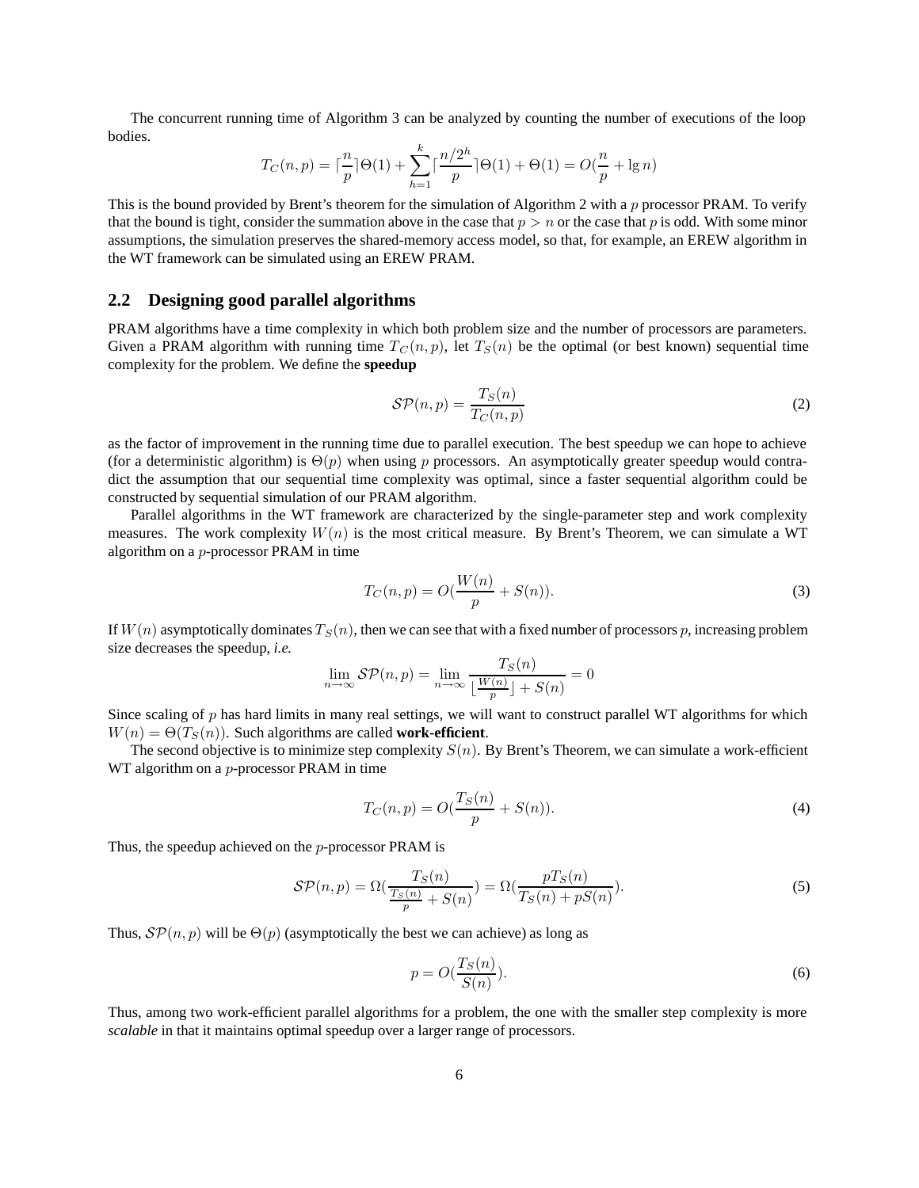The concurrent running time of Algorithm 3 can be analyzed by counting the number of executions of the loop bodies.

$$T_C(n,p) = \lceil \frac{n}{p} \rceil \Theta(1) + \sum_{h=1}^{k} \lceil \frac{n/2^h}{p} \rceil \Theta(1) + \Theta(1) = O(\frac{n}{p} + \lg n)$$

This is the bound provided by Brent's theorem for the simulation of Algorithm 2 with a $p$ processor PRAM. To verify that the bound is tight, consider the summation above in the case that $p > n$ or the case that $p$ is odd. With some minor assumptions, the simulation preserves the shared-memory access model, so that, for example, an EREW algorithm in the WT framework can be simulated using an EREW PRAM.

## 2.2 Designing good parallel algorithms

PRAM algorithms have a time complexity in which both problem size and the number of processors are parameters. Given a PRAM algorithm with running time $T_C(n,p)$, let $T_S(n)$ be the optimal (or best known) sequential time complexity for the problem. We define the **speedup**

$$\mathcal{SP}(n,p) = \frac{T_S(n)}{T_C(n,p)} \tag{2}$$

as the factor of improvement in the running time due to parallel execution. The best speedup we can hope to achieve (for a deterministic algorithm) is $\Theta(p)$ when using $p$ processors. An asymptotically greater speedup would contradict the assumption that our sequential time complexity was optimal, since a faster sequential algorithm could be constructed by sequential simulation of our PRAM algorithm.

Parallel algorithms in the WT framework are characterized by the single-parameter step and work complexity measures. The work complexity $W(n)$ is the most critical measure. By Brent's Theorem, we can simulate a WT algorithm on a $p$-processor PRAM in time

$$T_C(n,p) = O(\frac{W(n)}{p} + S(n)). \tag{3}$$

If $W(n)$ asymptotically dominates $T_S(n)$, then we can see that with a fixed number of processors $p$, increasing problem size decreases the speedup, *i.e.*

$$\lim_{n\to\infty} \mathcal{SP}(n,p) = \lim_{n\to\infty} \frac{T_S(n)}{\lfloor \frac{W(n)}{p} \rfloor + S(n)} = 0$$

Since scaling of $p$ has hard limits in many real settings, we will want to construct parallel WT algorithms for which $W(n) = \Theta(T_S(n))$. Such algorithms are called **work-efficient**.

The second objective is to minimize step complexity $S(n)$. By Brent's Theorem, we can simulate a work-efficient WT algorithm on a $p$-processor PRAM in time

$$T_C(n,p) = O(\frac{T_S(n)}{p} + S(n)). \tag{4}$$

Thus, the speedup achieved on the $p$-processor PRAM is

$$\mathcal{SP}(n,p) = \Omega(\frac{T_S(n)}{\frac{T_S(n)}{p} + S(n)}) = \Omega(\frac{pT_S(n)}{T_S(n) + pS(n)}). \tag{5}$$

Thus, $\mathcal{SP}(n,p)$ will be $\Theta(p)$ (asymptotically the best we can achieve) as long as

$$p = O(\frac{T_S(n)}{S(n)}). \tag{6}$$

Thus, among two work-efficient parallel algorithms for a problem, the one with the smaller step complexity is more *scalable* in that it maintains optimal speedup over a larger range of processors.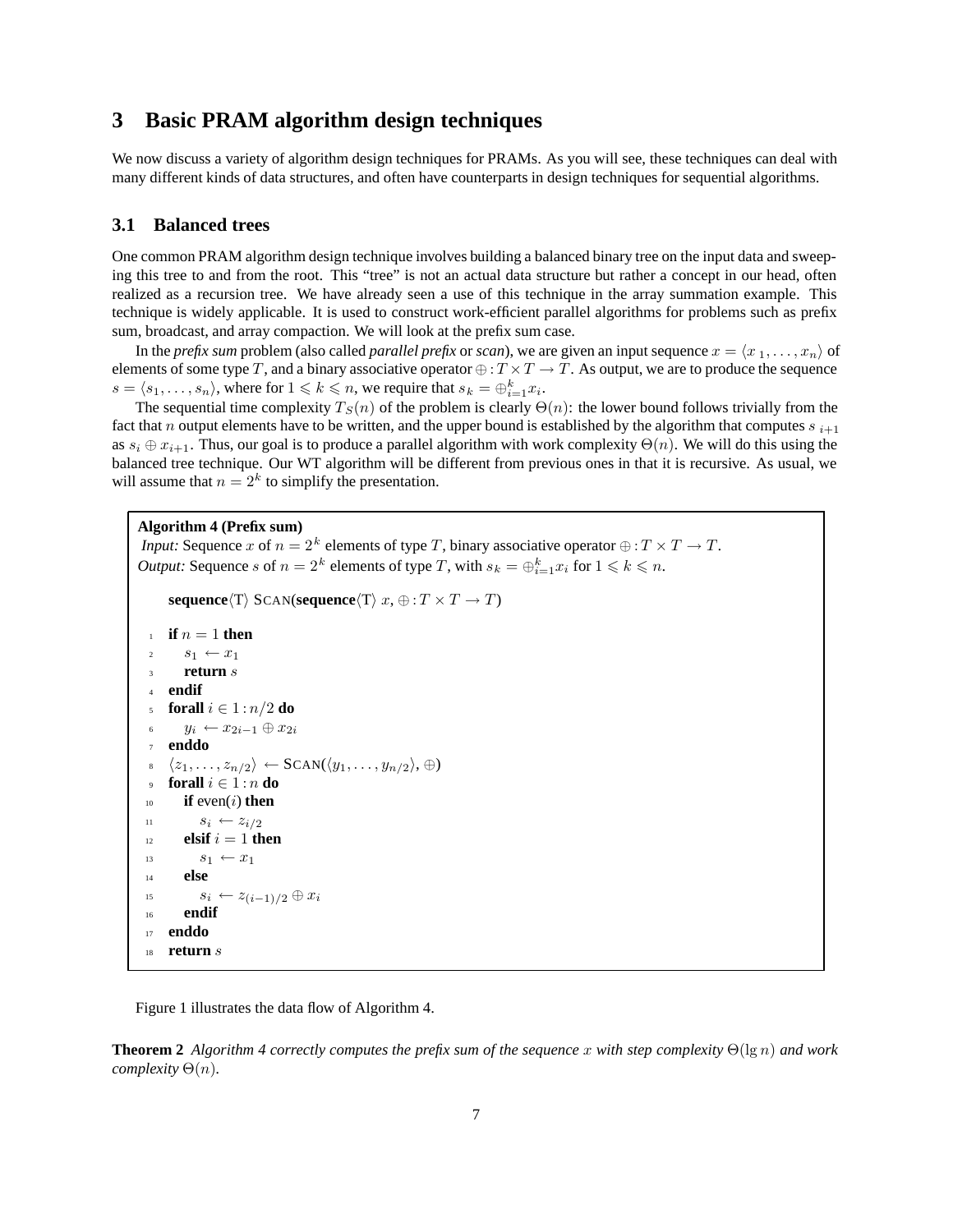## 3 Basic PRAM algorithm design techniques

We now discuss a variety of algorithm design techniques for PRAMs. As you will see, these techniques can deal with many different kinds of data structures, and often have counterparts in design techniques for sequential algorithms.

### 3.1 Balanced trees

One common PRAM algorithm design technique involves building a balanced binary tree on the input data and sweeping this tree to and from the root. This "tree" is not an actual data structure but rather a concept in our head, often realized as a recursion tree. We have already seen a use of this technique in the array summation example. This technique is widely applicable. It is used to construct work-efficient parallel algorithms for problems such as prefix sum, broadcast, and array compaction. We will look at the prefix sum case.

In the ***prefix sum*** problem (also called ***parallel prefix*** or ***scan***), we are given an input sequence $x = \langle x_1, \ldots, x_n \rangle$ of elements of some type $T$, and a binary associative operator $\oplus : T \times T \to T$. As output, we are to produce the sequence $s = \langle s_1, \ldots, s_n \rangle$, where for $1 \leqslant k \leqslant n$, we require that $s_k = \oplus_{i=1}^{k} x_i$.

The sequential time complexity $T_S(n)$ of the problem is clearly $\Theta(n)$: the lower bound follows trivially from the fact that $n$ output elements have to be written, and the upper bound is established by the algorithm that computes $s_{i+1}$ as $s_i \oplus x_{i+1}$. Thus, our goal is to produce a parallel algorithm with work complexity $\Theta(n)$. We will do this using the balanced tree technique. Our WT algorithm will be different from previous ones in that it is recursive. As usual, we will assume that $n = 2^k$ to simplify the presentation.

**Algorithm 4 (Prefix sum)**
*Input:* Sequence $x$ of $n = 2^k$ elements of type $T$, binary associative operator $\oplus : T \times T \to T$.
*Output:* Sequence $s$ of $n = 2^k$ elements of type $T$, with $s_k = \oplus_{i=1}^{k} x_i$ for $1 \leqslant k \leqslant n$.

```
     sequence⟨T⟩ SCAN(sequence⟨T⟩ x, ⊕ : T × T → T)

 1   if n = 1 then
 2       s_1 ← x_1
 3       return s
 4   endif
 5   forall i ∈ 1 : n/2 do
 6       y_i ← x_{2i−1} ⊕ x_{2i}
 7   enddo
 8   ⟨z_1, ..., z_{n/2}⟩ ← SCAN(⟨y_1, ..., y_{n/2}⟩, ⊕)
 9   forall i ∈ 1 : n do
10       if even(i) then
11           s_i ← z_{i/2}
12       elsif i = 1 then
13           s_1 ← x_1
14       else
15           s_i ← z_{(i−1)/2} ⊕ x_i
16       endif
17   enddo
18   return s
```

Figure 1 illustrates the data flow of Algorithm 4.

**Theorem 2** *Algorithm 4 correctly computes the prefix sum of the sequence $x$ with step complexity $\Theta(\lg n)$ and work complexity $\Theta(n)$.*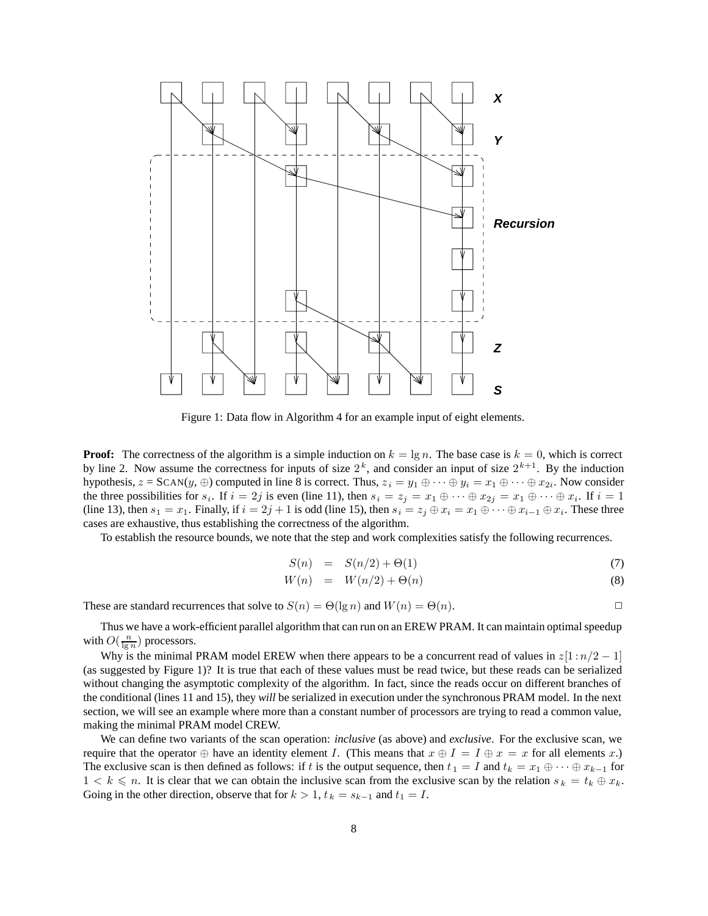Figure 1: Data flow in Algorithm 4 for an example input of eight elements.

**Proof:** The correctness of the algorithm is a simple induction on $k = \lg n$. The base case is $k = 0$, which is correct by line 2. Now assume the correctness for inputs of size $2^k$, and consider an input of size $2^{k+1}$. By the induction hypothesis, $z = \text{SCAN}(y, \oplus)$ computed in line 8 is correct. Thus, $z_i = y_1 \oplus \cdots \oplus y_i = x_1 \oplus \cdots \oplus x_{2i}$. Now consider the three possibilities for $s_i$. If $i = 2j$ is even (line 11), then $s_i = z_j = x_1 \oplus \cdots \oplus x_{2j} = x_1 \oplus \cdots \oplus x_i$. If $i = 1$ (line 13), then $s_1 = x_1$. Finally, if $i = 2j + 1$ is odd (line 15), then $s_i = z_j \oplus x_i = x_1 \oplus \cdots \oplus x_{i-1} \oplus x_i$. These three cases are exhaustive, thus establishing the correctness of the algorithm.

To establish the resource bounds, we note that the step and work complexities satisfy the following recurrences.

$$S(n) = S(n/2) + \Theta(1) \tag{7}$$

$$W(n) = W(n/2) + \Theta(n) \tag{8}$$

These are standard recurrences that solve to $S(n) = \Theta(\lg n)$ and $W(n) = \Theta(n)$. □

Thus we have a work-efficient parallel algorithm that can run on an EREW PRAM. It can maintain optimal speedup with $O(\frac{n}{\lg n})$ processors.

Why is the minimal PRAM model EREW when there appears to be a concurrent read of values in $z[1:n/2-1]$ (as suggested by Figure 1)? It is true that each of these values must be read twice, but these reads can be serialized without changing the asymptotic complexity of the algorithm. In fact, since the reads occur on different branches of the conditional (lines 11 and 15), they *will* be serialized in execution under the synchronous PRAM model. In the next section, we will see an example where more than a constant number of processors are trying to read a common value, making the minimal PRAM model CREW.

We can define two variants of the scan operation: *inclusive* (as above) and *exclusive*. For the exclusive scan, we require that the operator $\oplus$ have an identity element $I$. (This means that $x \oplus I = I \oplus x = x$ for all elements $x$.) The exclusive scan is then defined as follows: if $t$ is the output sequence, then $t_1 = I$ and $t_k = x_1 \oplus \cdots \oplus x_{k-1}$ for $1 < k \leqslant n$. It is clear that we can obtain the inclusive scan from the exclusive scan by the relation $s_k = t_k \oplus x_k$. Going in the other direction, observe that for $k > 1$, $t_k = s_{k-1}$ and $t_1 = I$.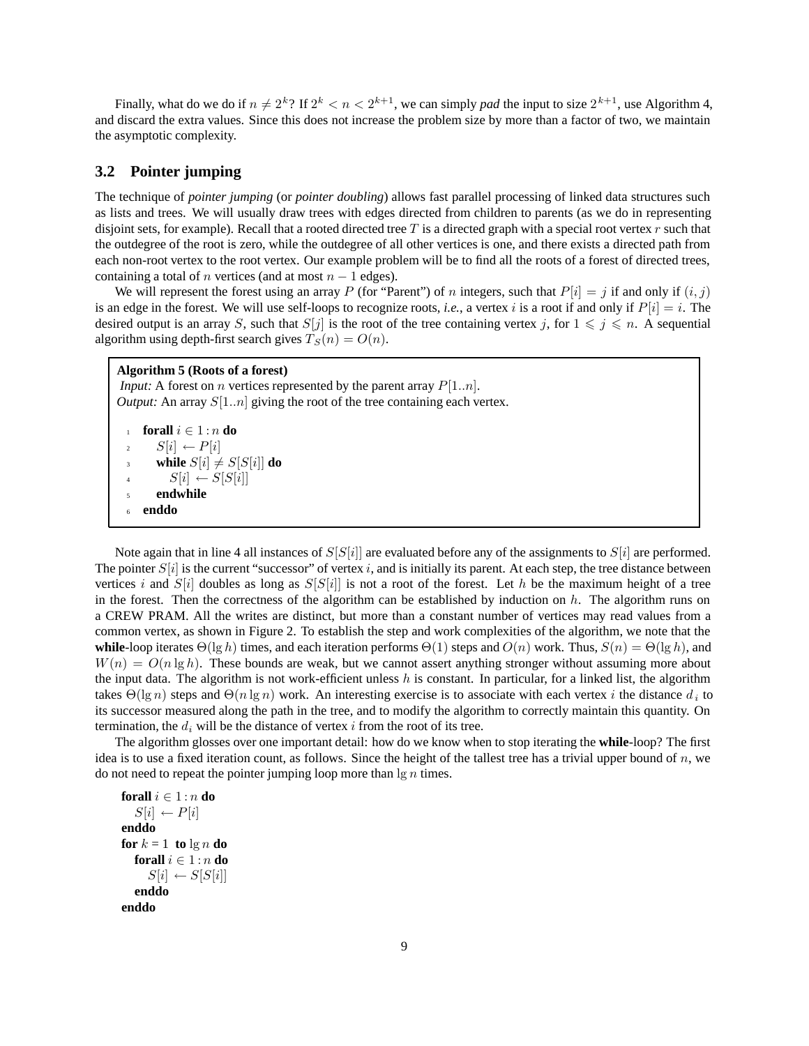Finally, what do we do if $n \neq 2^k$? If $2^k < n < 2^{k+1}$, we can simply *pad* the input to size $2^{k+1}$, use Algorithm 4, and discard the extra values. Since this does not increase the problem size by more than a factor of two, we maintain the asymptotic complexity.

### 3.2 Pointer jumping

The technique of *pointer jumping* (or *pointer doubling*) allows fast parallel processing of linked data structures such as lists and trees. We will usually draw trees with edges directed from children to parents (as we do in representing disjoint sets, for example). Recall that a rooted directed tree $T$ is a directed graph with a special root vertex $r$ such that the outdegree of the root is zero, while the outdegree of all other vertices is one, and there exists a directed path from each non-root vertex to the root vertex. Our example problem will be to find all the roots of a forest of directed trees, containing a total of $n$ vertices (and at most $n-1$ edges).

We will represent the forest using an array $P$ (for "Parent") of $n$ integers, such that $P[i] = j$ if and only if $(i, j)$ is an edge in the forest. We will use self-loops to recognize roots, *i.e.*, a vertex $i$ is a root if and only if $P[i] = i$. The desired output is an array $S$, such that $S[j]$ is the root of the tree containing vertex $j$, for $1 \leqslant j \leqslant n$. A sequential algorithm using depth-first search gives $T_S(n) = O(n)$.

**Algorithm 5 (Roots of a forest)**
*Input:* A forest on $n$ vertices represented by the parent array $P[1..n]$.
*Output:* An array $S[1..n]$ giving the root of the tree containing each vertex.

```
1  forall i ∈ 1 : n do
2      S[i] ← P[i]
3      while S[i] ≠ S[S[i]] do
4          S[i] ← S[S[i]]
5      endwhile
6  enddo
```

Note again that in line 4 all instances of $S[S[i]]$ are evaluated before any of the assignments to $S[i]$ are performed. The pointer $S[i]$ is the current "successor" of vertex $i$, and is initially its parent. At each step, the tree distance between vertices $i$ and $S[i]$ doubles as long as $S[S[i]]$ is not a root of the forest. Let $h$ be the maximum height of a tree in the forest. Then the correctness of the algorithm can be established by induction on $h$. The algorithm runs on a CREW PRAM. All the writes are distinct, but more than a constant number of vertices may read values from a common vertex, as shown in Figure 2. To establish the step and work complexities of the algorithm, we note that the **while**-loop iterates $\Theta(\lg h)$ times, and each iteration performs $\Theta(1)$ steps and $O(n)$ work. Thus, $S(n) = \Theta(\lg h)$, and $W(n) = O(n \lg h)$. These bounds are weak, but we cannot assert anything stronger without assuming more about the input data. The algorithm is not work-efficient unless $h$ is constant. In particular, for a linked list, the algorithm takes $\Theta(\lg n)$ steps and $\Theta(n \lg n)$ work. An interesting exercise is to associate with each vertex $i$ the distance $d_i$ to its successor measured along the path in the tree, and to modify the algorithm to correctly maintain this quantity. On termination, the $d_i$ will be the distance of vertex $i$ from the root of its tree.

The algorithm glosses over one important detail: how do we know when to stop iterating the **while**-loop? The first idea is to use a fixed iteration count, as follows. Since the height of the tallest tree has a trivial upper bound of $n$, we do not need to repeat the pointer jumping loop more than $\lg n$ times.

```
forall i ∈ 1 : n do
    S[i] ← P[i]
enddo
for k = 1 to lg n do
    forall i ∈ 1 : n do
        S[i] ← S[S[i]]
    enddo
enddo
```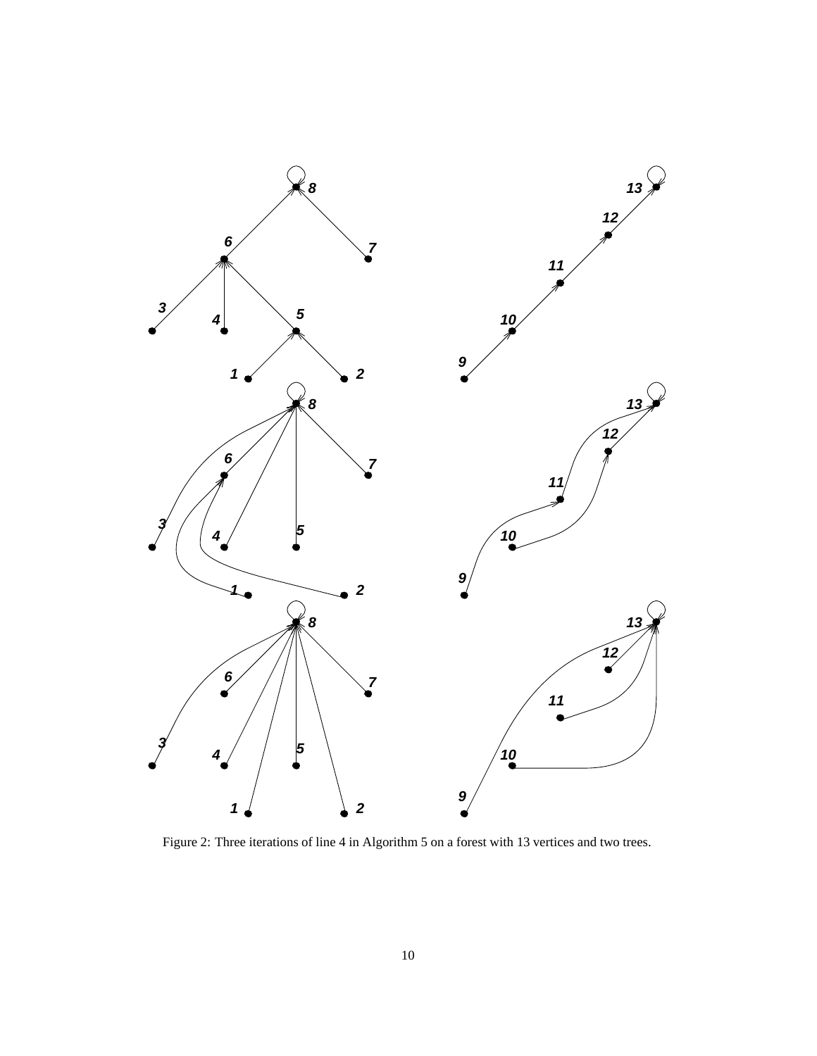Figure 2: Three iterations of line 4 in Algorithm 5 on a forest with 13 vertices and two trees.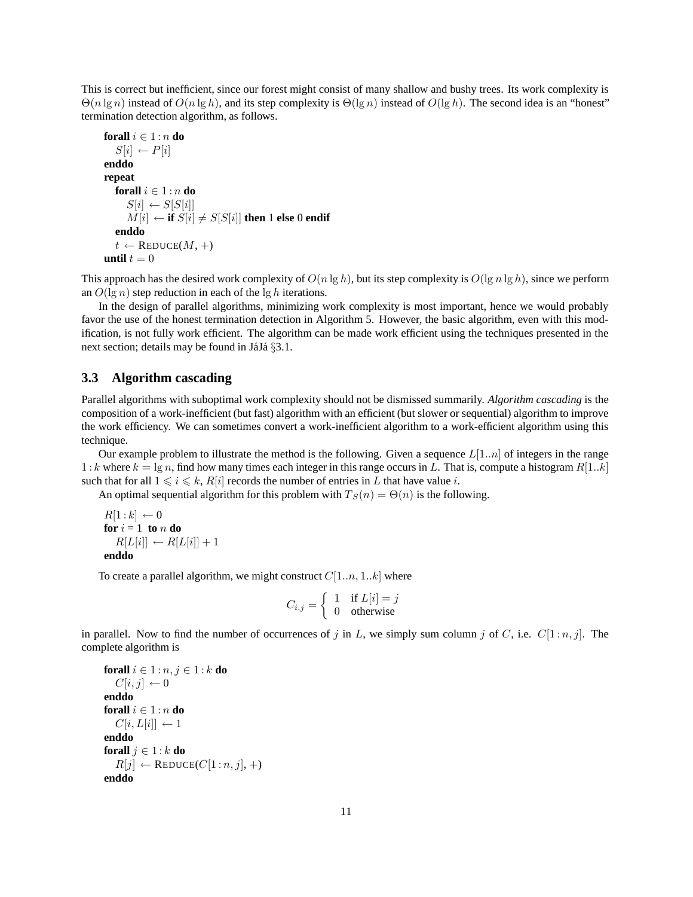This is correct but inefficient, since our forest might consist of many shallow and bushy trees. Its work complexity is $\Theta(n \lg n)$ instead of $O(n \lg h)$, and its step complexity is $\Theta(\lg n)$ instead of $O(\lg h)$. The second idea is an "honest" termination detection algorithm, as follows.

```
forall i ∈ 1 : n do
    S[i] ← P[i]
enddo
repeat
    forall i ∈ 1 : n do
        S[i] ← S[S[i]]
        M[i] ← if S[i] ≠ S[S[i]] then 1 else 0 endif
    enddo
    t ← REDUCE(M, +)
until t = 0
```

This approach has the desired work complexity of $O(n \lg h)$, but its step complexity is $O(\lg n \lg h)$, since we perform an $O(\lg n)$ step reduction in each of the $\lg h$ iterations.

In the design of parallel algorithms, minimizing work complexity is most important, hence we would probably favor the use of the honest termination detection in Algorithm 5. However, the basic algorithm, even with this modification, is not fully work efficient. The algorithm can be made work efficient using the techniques presented in the next section; details may be found in JáJá §3.1.

## 3.3 Algorithm cascading

Parallel algorithms with suboptimal work complexity should not be dismissed summarily. *Algorithm cascading* is the composition of a work-inefficient (but fast) algorithm with an efficient (but slower or sequential) algorithm to improve the work efficiency. We can sometimes convert a work-inefficient algorithm to a work-efficient algorithm using this technique.

Our example problem to illustrate the method is the following. Given a sequence $L[1..n]$ of integers in the range $1 : k$ where $k = \lg n$, find how many times each integer in this range occurs in $L$. That is, compute a histogram $R[1..k]$ such that for all $1 \leqslant i \leqslant k$, $R[i]$ records the number of entries in $L$ that have value $i$.

An optimal sequential algorithm for this problem with $T_S(n) = \Theta(n)$ is the following.

```
R[1 : k] ← 0
for i = 1 to n do
    R[L[i]] ← R[L[i]] + 1
enddo
```

To create a parallel algorithm, we might construct $C[1..n, 1..k]$ where

$$C_{i,j} = \begin{cases} 1 & \text{if } L[i] = j \\ 0 & \text{otherwise} \end{cases}$$

in parallel. Now to find the number of occurrences of $j$ in $L$, we simply sum column $j$ of $C$, i.e. $C[1:n, j]$. The complete algorithm is

```
forall i ∈ 1 : n, j ∈ 1 : k do
    C[i, j] ← 0
enddo
forall i ∈ 1 : n do
    C[i, L[i]] ← 1
enddo
forall j ∈ 1 : k do
    R[j] ← REDUCE(C[1 : n, j], +)
enddo
```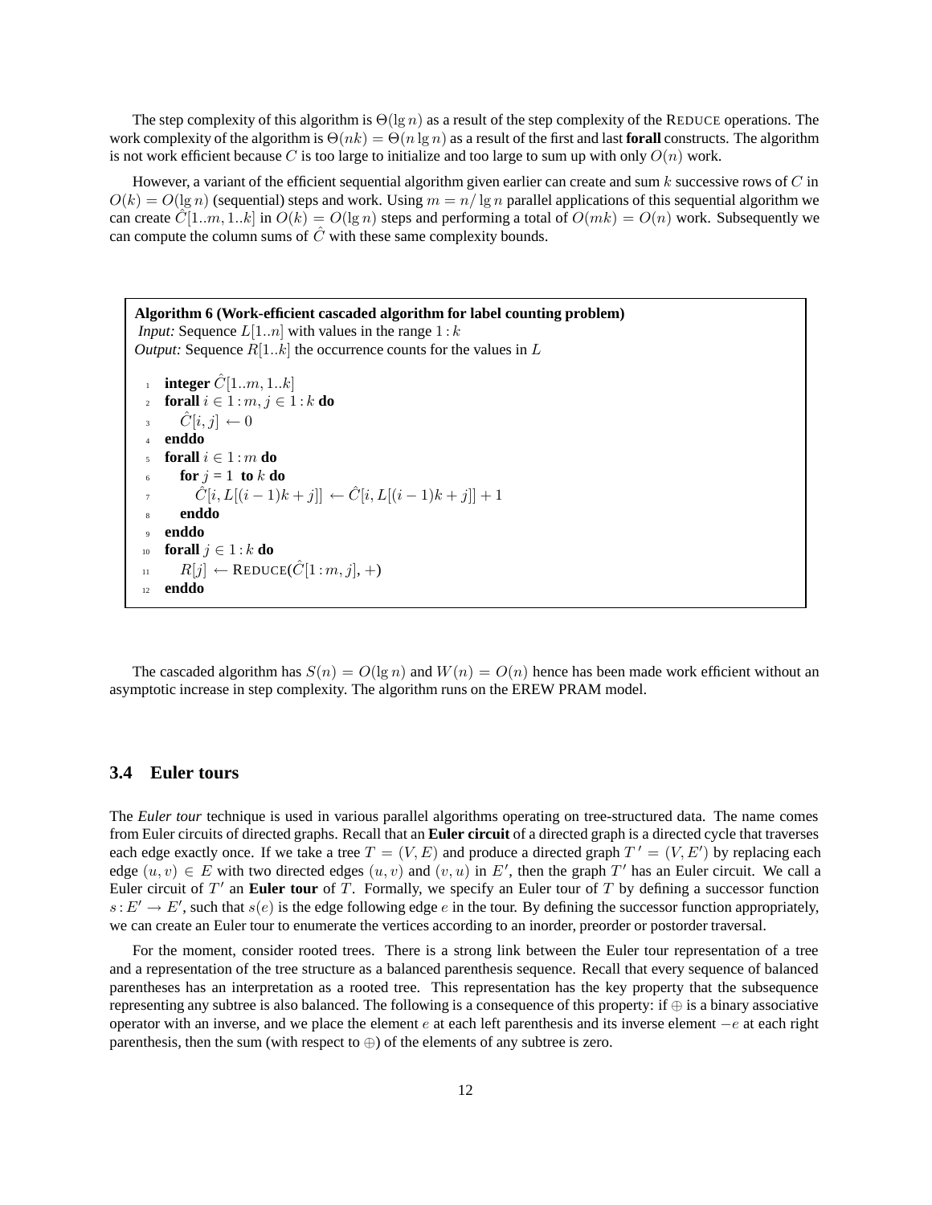The step complexity of this algorithm is $\Theta(\lg n)$ as a result of the step complexity of the REDUCE operations. The work complexity of the algorithm is $\Theta(nk) = \Theta(n \lg n)$ as a result of the first and last **forall** constructs. The algorithm is not work efficient because $C$ is too large to initialize and too large to sum up with only $O(n)$ work.

However, a variant of the efficient sequential algorithm given earlier can create and sum $k$ successive rows of $C$ in $O(k) = O(\lg n)$ (sequential) steps and work. Using $m = n/\lg n$ parallel applications of this sequential algorithm we can create $\hat{C}[1..m, 1..k]$ in $O(k) = O(\lg n)$ steps and performing a total of $O(mk) = O(n)$ work. Subsequently we can compute the column sums of $\hat{C}$ with these same complexity bounds.

**Algorithm 6 (Work-efficient cascaded algorithm for label counting problem)**
*Input:* Sequence $L[1..n]$ with values in the range $1 : k$
*Output:* Sequence $R[1..k]$ the occurrence counts for the values in $L$

```
1   integer Ĉ[1..m, 1..k]
2   forall i ∈ 1 : m, j ∈ 1 : k do
3       Ĉ[i, j] ← 0
4   enddo
5   forall i ∈ 1 : m do
6       for j = 1 to k do
7           Ĉ[i, L[(i − 1)k + j]] ← Ĉ[i, L[(i − 1)k + j]] + 1
8       enddo
9   enddo
10  forall j ∈ 1 : k do
11      R[j] ← REDUCE(Ĉ[1 : m, j], +)
12  enddo
```

The cascaded algorithm has $S(n) = O(\lg n)$ and $W(n) = O(n)$ hence has been made work efficient without an asymptotic increase in step complexity. The algorithm runs on the EREW PRAM model.

### 3.4 Euler tours

The *Euler tour* technique is used in various parallel algorithms operating on tree-structured data. The name comes from Euler circuits of directed graphs. Recall that an **Euler circuit** of a directed graph is a directed cycle that traverses each edge exactly once. If we take a tree $T = (V, E)$ and produce a directed graph $T' = (V, E')$ by replacing each edge $(u, v) \in E$ with two directed edges $(u, v)$ and $(v, u)$ in $E'$, then the graph $T'$ has an Euler circuit. We call a Euler circuit of $T'$ an **Euler tour** of $T$. Formally, we specify an Euler tour of $T$ by defining a successor function $s : E' \rightarrow E'$, such that $s(e)$ is the edge following edge $e$ in the tour. By defining the successor function appropriately, we can create an Euler tour to enumerate the vertices according to an inorder, preorder or postorder traversal.

For the moment, consider rooted trees. There is a strong link between the Euler tour representation of a tree and a representation of the tree structure as a balanced parenthesis sequence. Recall that every sequence of balanced parentheses has an interpretation as a rooted tree. This representation has the key property that the subsequence representing any subtree is also balanced. The following is a consequence of this property: if $\oplus$ is a binary associative operator with an inverse, and we place the element $e$ at each left parenthesis and its inverse element $-e$ at each right parenthesis, then the sum (with respect to $\oplus$) of the elements of any subtree is zero.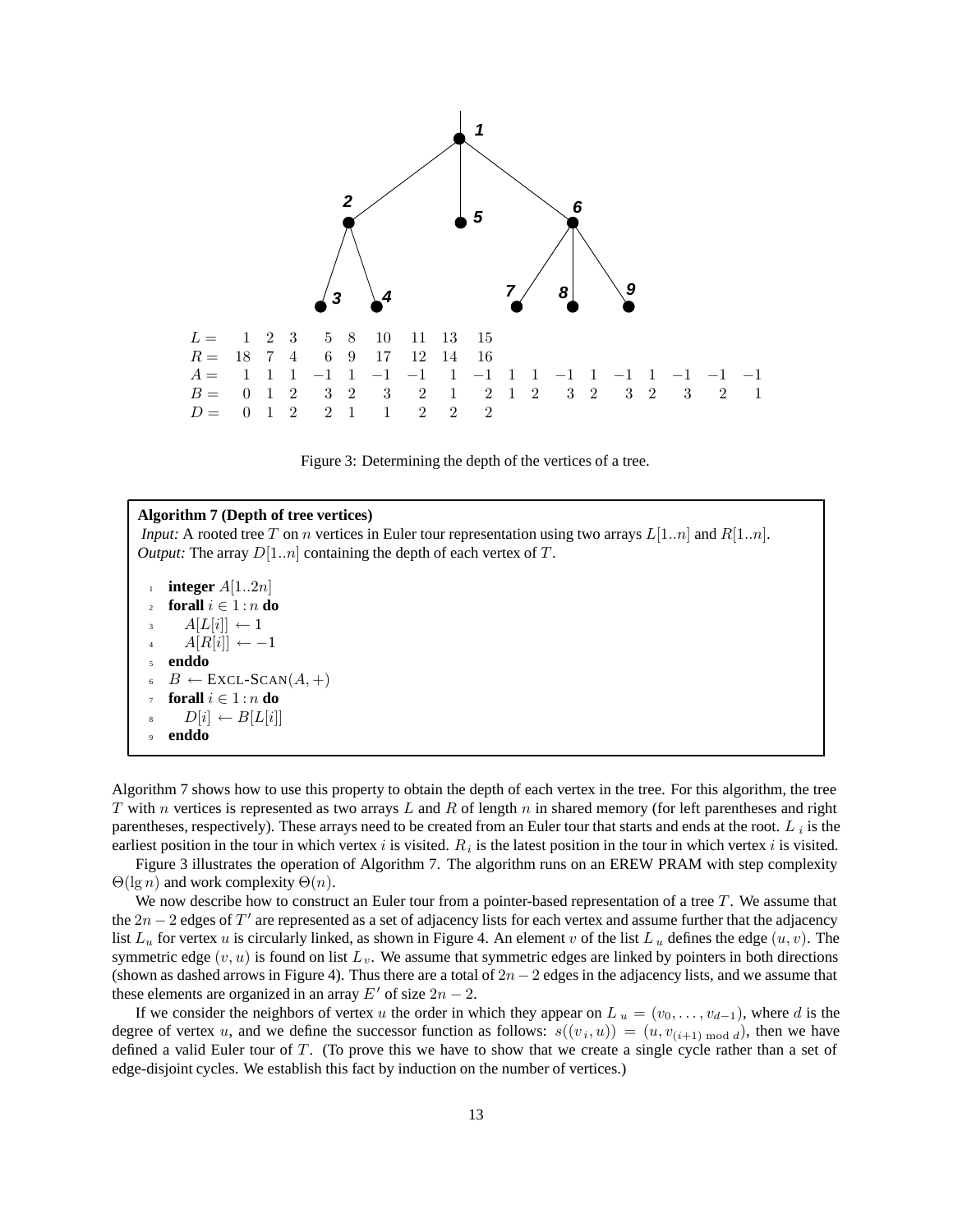| | | | | | | | | | | | | | | | | | | |
|---|---|---|---|---|---|---|---|---|---|---|---|---|---|---|---|---|---|---|
| $L =$ | 1 | 2 | 3 | 5 | 8 | 10 | 11 | 13 | 15 | | | | | | | | | |
| $R =$ | 18 | 7 | 4 | 6 | 9 | 17 | 12 | 14 | 16 | | | | | | | | | |
| $A =$ | 1 | 1 | 1 | −1 | 1 | −1 | −1 | 1 | −1 | 1 | 1 | −1 | 1 | −1 | 1 | −1 | −1 | −1 |
| $B =$ | 0 | 1 | 2 | 3 | 2 | 3 | 2 | 1 | 2 | 1 | 2 | 3 | 2 | 3 | 2 | 3 | 2 | 1 |
| $D =$ | 0 | 1 | 2 | 2 | 1 | 1 | 2 | 2 | 2 | | | | | | | | | |

Figure 3: Determining the depth of the vertices of a tree.

**Algorithm 7 (Depth of tree vertices)**
*Input:* A rooted tree $T$ on $n$ vertices in Euler tour representation using two arrays $L[1..n]$ and $R[1..n]$.
*Output:* The array $D[1..n]$ containing the depth of each vertex of $T$.

```
1  integer A[1..2n]
2  forall i ∈ 1 : n do
3     A[L[i]] ← 1
4     A[R[i]] ← −1
5  enddo
6  B ← EXCL-SCAN(A, +)
7  forall i ∈ 1 : n do
8     D[i] ← B[L[i]]
9  enddo
```

Algorithm 7 shows how to use this property to obtain the depth of each vertex in the tree. For this algorithm, the tree $T$ with $n$ vertices is represented as two arrays $L$ and $R$ of length $n$ in shared memory (for left parentheses and right parentheses, respectively). These arrays need to be created from an Euler tour that starts and ends at the root. $L_i$ is the earliest position in the tour in which vertex $i$ is visited. $R_i$ is the latest position in the tour in which vertex $i$ is visited.

Figure 3 illustrates the operation of Algorithm 7. The algorithm runs on an EREW PRAM with step complexity $\Theta(\lg n)$ and work complexity $\Theta(n)$.

We now describe how to construct an Euler tour from a pointer-based representation of a tree $T$. We assume that the $2n-2$ edges of $T'$ are represented as a set of adjacency lists for each vertex and assume further that the adjacency list $L_u$ for vertex $u$ is circularly linked, as shown in Figure 4. An element $v$ of the list $L_u$ defines the edge $(u, v)$. The symmetric edge $(v, u)$ is found on list $L_v$. We assume that symmetric edges are linked by pointers in both directions (shown as dashed arrows in Figure 4). Thus there are a total of $2n-2$ edges in the adjacency lists, and we assume that these elements are organized in an array $E'$ of size $2n-2$.

If we consider the neighbors of vertex $u$ the order in which they appear on $L_u = (v_0, \ldots, v_{d-1})$, where $d$ is the degree of vertex $u$, and we define the successor function as follows: $s((v_i, u)) = (u, v_{(i+1) \bmod d})$, then we have defined a valid Euler tour of $T$. (To prove this we have to show that we create a single cycle rather than a set of edge-disjoint cycles. We establish this fact by induction on the number of vertices.)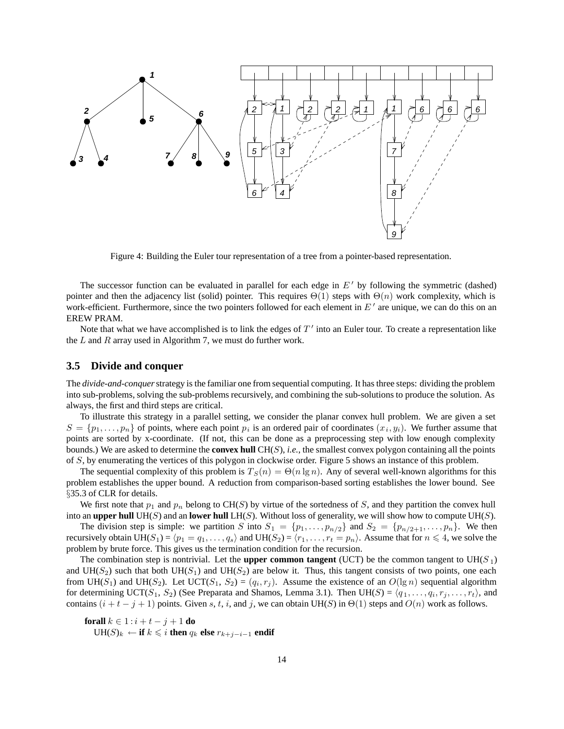Figure 4: Building the Euler tour representation of a tree from a pointer-based representation.

The successor function can be evaluated in parallel for each edge in $E'$ by following the symmetric (dashed) pointer and then the adjacency list (solid) pointer. This requires $\Theta(1)$ steps with $\Theta(n)$ work complexity, which is work-efficient. Furthermore, since the two pointers followed for each element in $E'$ are unique, we can do this on an EREW PRAM.

Note that what we have accomplished is to link the edges of $T'$ into an Euler tour. To create a representation like the $L$ and $R$ array used in Algorithm 7, we must do further work.

### 3.5 Divide and conquer

The *divide-and-conquer* strategy is the familiar one from sequential computing. It has three steps: dividing the problem into sub-problems, solving the sub-problems recursively, and combining the sub-solutions to produce the solution. As always, the first and third steps are critical.

To illustrate this strategy in a parallel setting, we consider the planar convex hull problem. We are given a set $S = \{p_1, \ldots, p_n\}$ of points, where each point $p_i$ is an ordered pair of coordinates $(x_i, y_i)$. We further assume that points are sorted by x-coordinate. (If not, this can be done as a preprocessing step with low enough complexity bounds.) We are asked to determine the **convex hull** CH($S$), *i.e.,* the smallest convex polygon containing all the points of $S$, by enumerating the vertices of this polygon in clockwise order. Figure 5 shows an instance of this problem.

The sequential complexity of this problem is $T_S(n) = \Theta(n \lg n)$. Any of several well-known algorithms for this problem establishes the upper bound. A reduction from comparison-based sorting establishes the lower bound. See §35.3 of CLR for details.

We first note that $p_1$ and $p_n$ belong to CH($S$) by virtue of the sortedness of $S$, and they partition the convex hull into an **upper hull** UH($S$) and an **lower hull** LH($S$). Without loss of generality, we will show how to compute UH($S$).

The division step is simple: we partition $S$ into $S_1 = \{p_1, \ldots, p_{n/2}\}$ and $S_2 = \{p_{n/2+1}, \ldots, p_n\}$. We then recursively obtain UH($S_1$) = $\langle p_1 = q_1, \ldots, q_s \rangle$ and UH($S_2$) = $\langle r_1, \ldots, r_t = p_n \rangle$. Assume that for $n \leqslant 4$, we solve the problem by brute force. This gives us the termination condition for the recursion.

The combination step is nontrivial. Let the **upper common tangent** (UCT) be the common tangent to UH($S_1$) and UH($S_2$) such that both UH($S_1$) and UH($S_2$) are below it. Thus, this tangent consists of two points, one each from UH($S_1$) and UH($S_2$). Let UCT($S_1$, $S_2$) = $(q_i, r_j)$. Assume the existence of an $O(\lg n)$ sequential algorithm for determining UCT($S_1$, $S_2$) (See Preparata and Shamos, Lemma 3.1). Then UH($S$) = $\langle q_1, \ldots, q_i, r_j, \ldots, r_t \rangle$, and contains $(i + t - j + 1)$ points. Given $s$, $t$, $i$, and $j$, we can obtain UH($S$) in $\Theta(1)$ steps and $O(n)$ work as follows.

**forall** $k \in 1 : i + t - j + 1$ **do**
  UH($S$)$_k$ $\leftarrow$ **if** $k \leqslant i$ **then** $q_k$ **else** $r_{k+j-i-1}$ **endif**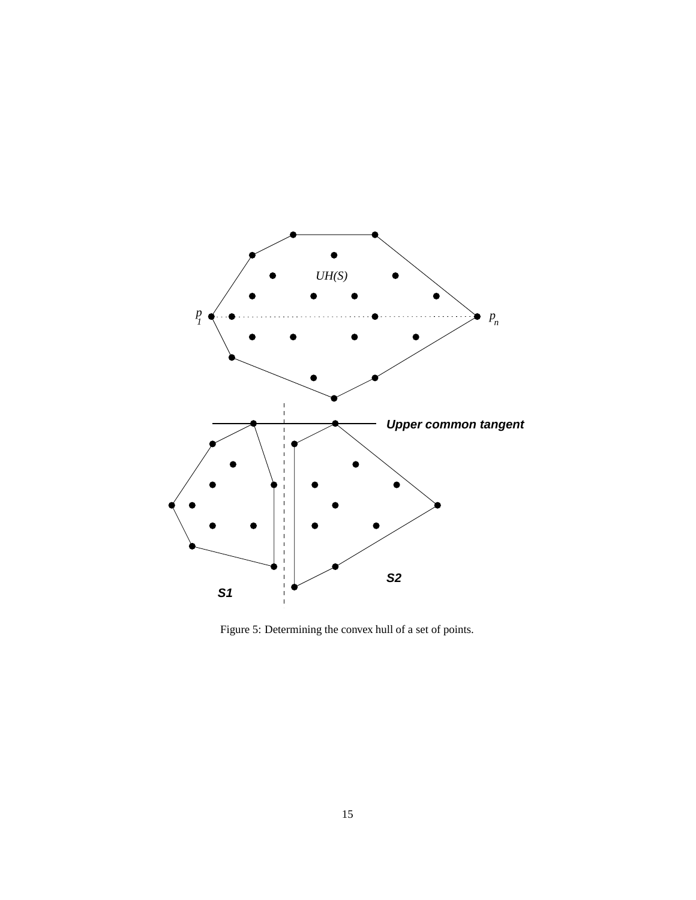Figure 5: Determining the convex hull of a set of points.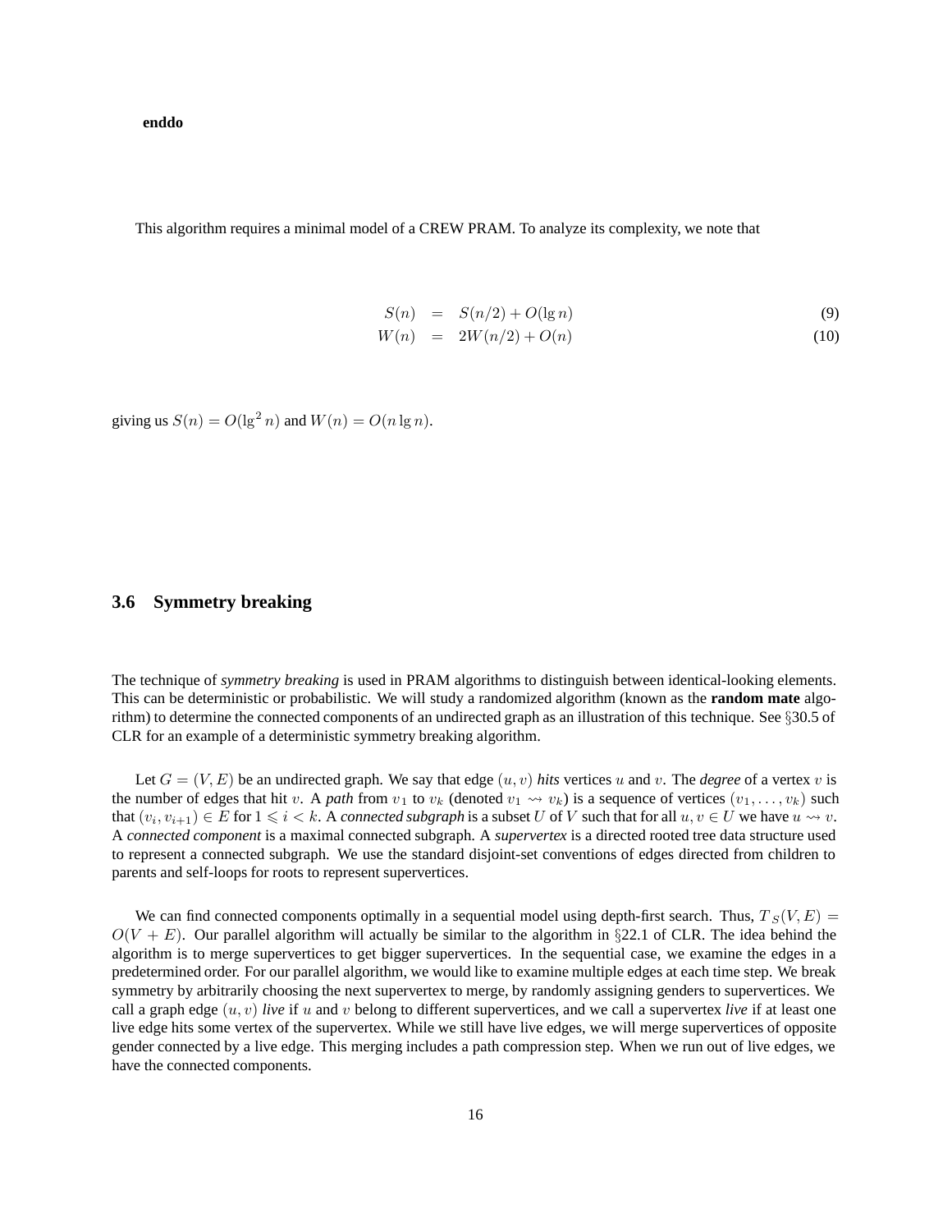**enddo**

This algorithm requires a minimal model of a CREW PRAM. To analyze its complexity, we note that

$$S(n) = S(n/2) + O(\lg n) \tag{9}$$

$$W(n) = 2W(n/2) + O(n) \tag{10}$$

giving us $S(n) = O(\lg^2 n)$ and $W(n) = O(n \lg n)$.

### 3.6 Symmetry breaking

The technique of *symmetry breaking* is used in PRAM algorithms to distinguish between identical-looking elements. This can be deterministic or probabilistic. We will study a randomized algorithm (known as the **random mate** algorithm) to determine the connected components of an undirected graph as an illustration of this technique. See §30.5 of CLR for an example of a deterministic symmetry breaking algorithm.

Let $G = (V, E)$ be an undirected graph. We say that edge $(u, v)$ *hits* vertices $u$ and $v$. The *degree* of a vertex $v$ is the number of edges that hit $v$. A *path* from $v_1$ to $v_k$ (denoted $v_1 \rightsquigarrow v_k$) is a sequence of vertices $(v_1, \ldots, v_k)$ such that $(v_i, v_{i+1}) \in E$ for $1 \leqslant i < k$. A *connected subgraph* is a subset $U$ of $V$ such that for all $u, v \in U$ we have $u \rightsquigarrow v$. A *connected component* is a maximal connected subgraph. A *supervertex* is a directed rooted tree data structure used to represent a connected subgraph. We use the standard disjoint-set conventions of edges directed from children to parents and self-loops for roots to represent supervertices.

We can find connected components optimally in a sequential model using depth-first search. Thus, $T_S(V, E) = O(V + E)$. Our parallel algorithm will actually be similar to the algorithm in §22.1 of CLR. The idea behind the algorithm is to merge supervertices to get bigger supervertices. In the sequential case, we examine the edges in a predetermined order. For our parallel algorithm, we would like to examine multiple edges at each time step. We break symmetry by arbitrarily choosing the next supervertex to merge, by randomly assigning genders to supervertices. We call a graph edge $(u, v)$ *live* if $u$ and $v$ belong to different supervertices, and we call a supervertex *live* if at least one live edge hits some vertex of the supervertex. While we still have live edges, we will merge supervertices of opposite gender connected by a live edge. This merging includes a path compression step. When we run out of live edges, we have the connected components.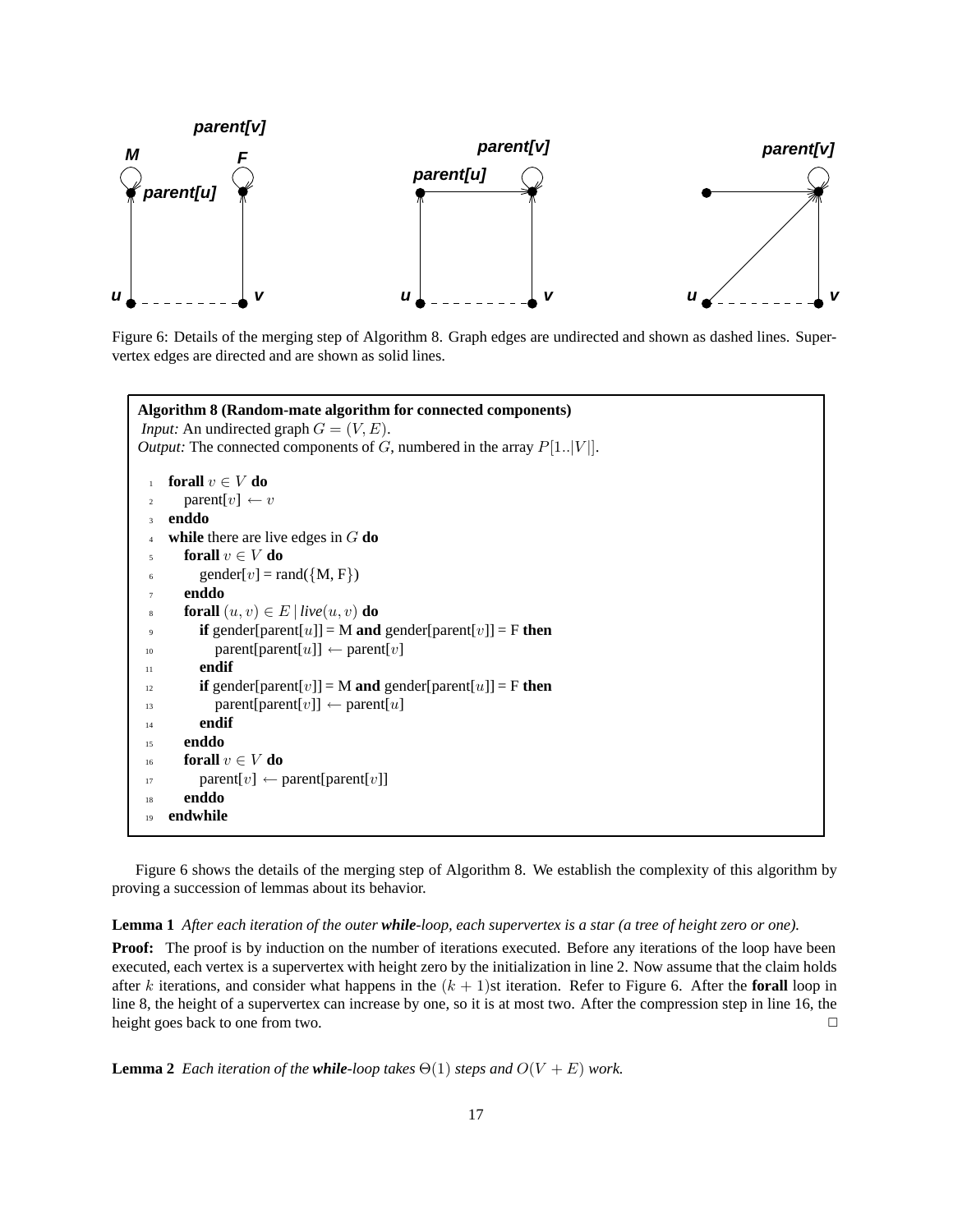Figure 6: Details of the merging step of Algorithm 8. Graph edges are undirected and shown as dashed lines. Supervertex edges are directed and are shown as solid lines.

**Algorithm 8 (Random-mate algorithm for connected components)**
*Input:* An undirected graph $G = (V, E)$.
*Output:* The connected components of $G$, numbered in the array $P[1..|V|]$.

```
1   forall v ∈ V do
2      parent[v] ← v
3   enddo
4   while there are live edges in G do
5      forall v ∈ V do
6         gender[v] = rand({M, F})
7      enddo
8      forall (u, v) ∈ E | live(u, v) do
9         if gender[parent[u]] = M and gender[parent[v]] = F then
10           parent[parent[u]] ← parent[v]
11        endif
12        if gender[parent[v]] = M and gender[parent[u]] = F then
13           parent[parent[v]] ← parent[u]
14        endif
15     enddo
16     forall v ∈ V do
17        parent[v] ← parent[parent[v]]
18     enddo
19  endwhile
```

Figure 6 shows the details of the merging step of Algorithm 8. We establish the complexity of this algorithm by proving a succession of lemmas about its behavior.

**Lemma 1** *After each iteration of the outer* ***while****-loop, each supervertex is a star (a tree of height zero or one).*

**Proof:** The proof is by induction on the number of iterations executed. Before any iterations of the loop have been executed, each vertex is a supervertex with height zero by the initialization in line 2. Now assume that the claim holds after $k$ iterations, and consider what happens in the $(k+1)$st iteration. Refer to Figure 6. After the **forall** loop in line 8, the height of a supervertex can increase by one, so it is at most two. After the compression step in line 16, the height goes back to one from two. □

**Lemma 2** *Each iteration of the* ***while****-loop takes $\Theta(1)$ steps and $O(V + E)$ work.*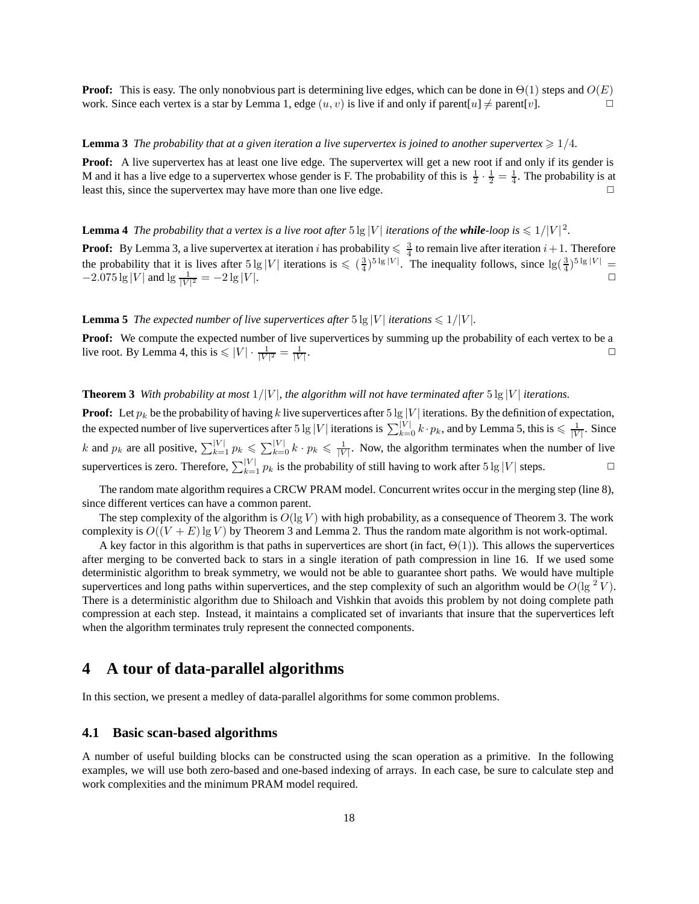**Proof:** This is easy. The only nonobvious part is determining live edges, which can be done in $\Theta(1)$ steps and $O(E)$ work. Since each vertex is a star by Lemma 1, edge $(u, v)$ is live if and only if parent[$u$] $\neq$ parent[$v$]. □

**Lemma 3** *The probability that at a given iteration a live supervertex is joined to another supervertex* $\geqslant 1/4$.

**Proof:** A live supervertex has at least one live edge. The supervertex will get a new root if and only if its gender is M and it has a live edge to a supervertex whose gender is F. The probability of this is $\frac{1}{2} \cdot \frac{1}{2} = \frac{1}{4}$. The probability is at least this, since the supervertex may have more than one live edge. □

**Lemma 4** *The probability that a vertex is a live root after* $5 \lg |V|$ *iterations of the* ***while****-loop is* $\leqslant 1/|V|^2$.

**Proof:** By Lemma 3, a live supervertex at iteration $i$ has probability $\leqslant \frac{3}{4}$ to remain live after iteration $i+1$. Therefore the probability that it is lives after $5 \lg |V|$ iterations is $\leqslant (\frac{3}{4})^{5 \lg |V|}$. The inequality follows, since $\lg(\frac{3}{4})^{5 \lg |V|} = -2.075 \lg |V|$ and $\lg \frac{1}{|V|^2} = -2 \lg |V|$. □

**Lemma 5** *The expected number of live supervertices after* $5 \lg |V|$ *iterations* $\leqslant 1/|V|$.

**Proof:** We compute the expected number of live supervertices by summing up the probability of each vertex to be a live root. By Lemma 4, this is $\leqslant |V| \cdot \frac{1}{|V|^2} = \frac{1}{|V|}$. □

**Theorem 3** *With probability at most* $1/|V|$*, the algorithm will not have terminated after* $5 \lg |V|$ *iterations.*

**Proof:** Let $p_k$ be the probability of having $k$ live supervertices after $5 \lg |V|$ iterations. By the definition of expectation, the expected number of live supervertices after $5 \lg |V|$ iterations is $\sum_{k=0}^{|V|} k \cdot p_k$, and by Lemma 5, this is $\leqslant \frac{1}{|V|}$. Since $k$ and $p_k$ are all positive, $\sum_{k=1}^{|V|} p_k \leqslant \sum_{k=0}^{|V|} k \cdot p_k \leqslant \frac{1}{|V|}$. Now, the algorithm terminates when the number of live supervertices is zero. Therefore, $\sum_{k=1}^{|V|} p_k$ is the probability of still having to work after $5 \lg |V|$ steps. □

The random mate algorithm requires a CRCW PRAM model. Concurrent writes occur in the merging step (line 8), since different vertices can have a common parent.

The step complexity of the algorithm is $O(\lg V)$ with high probability, as a consequence of Theorem 3. The work complexity is $O((V + E) \lg V)$ by Theorem 3 and Lemma 2. Thus the random mate algorithm is not work-optimal.

A key factor in this algorithm is that paths in supervertices are short (in fact, $\Theta(1)$). This allows the supervertices after merging to be converted back to stars in a single iteration of path compression in line 16. If we used some deterministic algorithm to break symmetry, we would not be able to guarantee short paths. We would have multiple supervertices and long paths within supervertices, and the step complexity of such an algorithm would be $O(\lg^2 V)$. There is a deterministic algorithm due to Shiloach and Vishkin that avoids this problem by not doing complete path compression at each step. Instead, it maintains a complicated set of invariants that insure that the supervertices left when the algorithm terminates truly represent the connected components.

# 4 A tour of data-parallel algorithms

In this section, we present a medley of data-parallel algorithms for some common problems.

## 4.1 Basic scan-based algorithms

A number of useful building blocks can be constructed using the scan operation as a primitive. In the following examples, we will use both zero-based and one-based indexing of arrays. In each case, be sure to calculate step and work complexities and the minimum PRAM model required.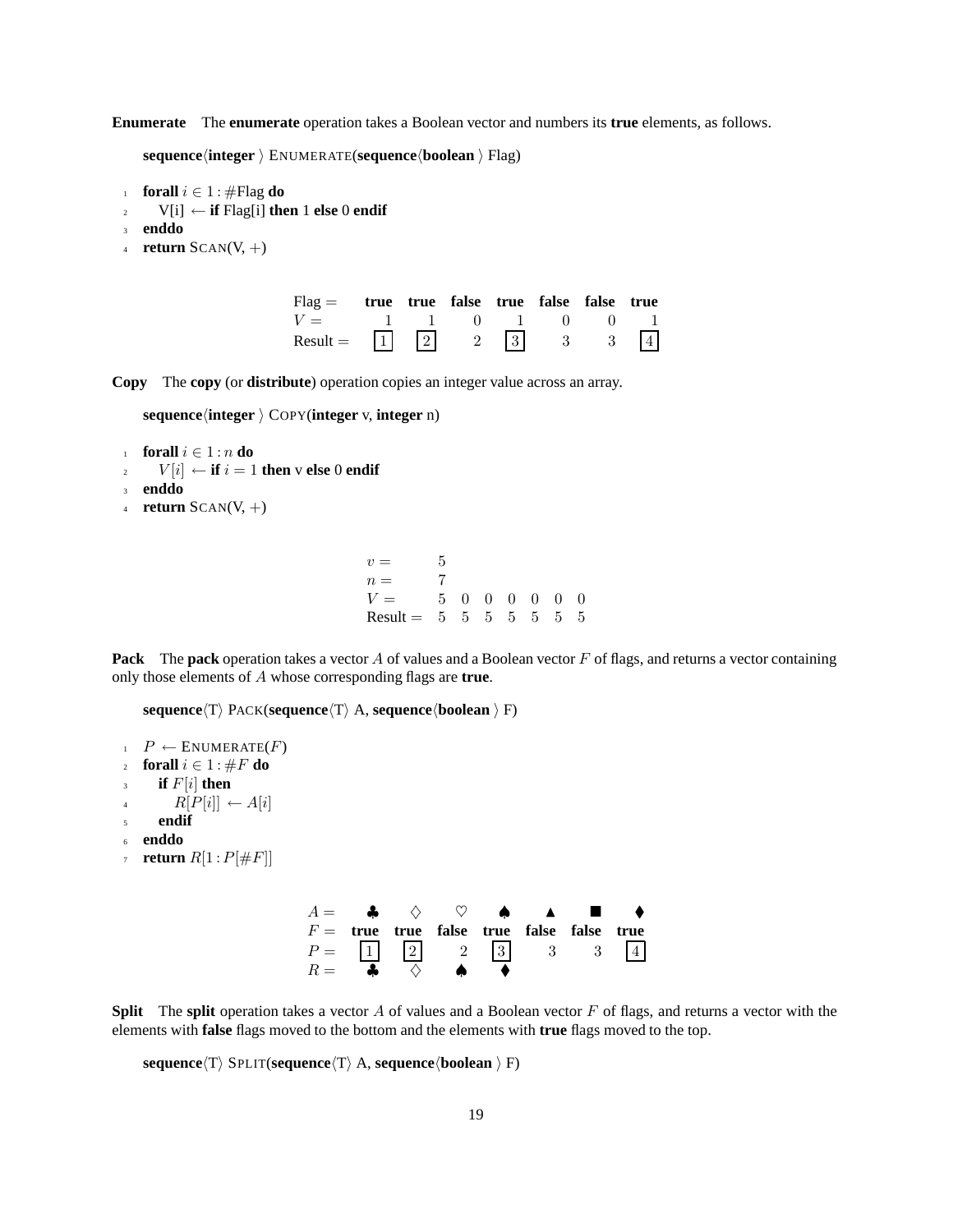**Enumerate** The **enumerate** operation takes a Boolean vector and numbers its **true** elements, as follows.

```
sequence⟨integer⟩ ENUMERATE(sequence⟨boolean⟩ Flag)

1  forall i ∈ 1 : #Flag do
2     V[i] ← if Flag[i] then 1 else 0 endif
3  enddo
4  return SCAN(V, +)
```

| Flag = | **true** | **true** | **false** | **true** | **false** | **false** | **true** |
|---|---|---|---|---|---|---|---|
| $V =$ | 1 | 1 | 0 | 1 | 0 | 0 | 1 |
| Result = | [1] | [2] | 2 | [3] | 3 | 3 | [4] |

**Copy** The **copy** (or **distribute**) operation copies an integer value across an array.

```
sequence⟨integer⟩ COPY(integer v, integer n)

1  forall i ∈ 1 : n do
2     V[i] ← if i = 1 then v else 0 endif
3  enddo
4  return SCAN(V, +)
```

| $v =$ | 5 | | | | | | |
|---|---|---|---|---|---|---|---|
| $n =$ | 7 | | | | | | |
| $V =$ | 5 | 0 | 0 | 0 | 0 | 0 | 0 |
| Result = | 5 | 5 | 5 | 5 | 5 | 5 | 5 |

**Pack** The **pack** operation takes a vector $A$ of values and a Boolean vector $F$ of flags, and returns a vector containing only those elements of $A$ whose corresponding flags are **true**.

```
sequence⟨T⟩ PACK(sequence⟨T⟩ A, sequence⟨boolean⟩ F)

1  P ← ENUMERATE(F)
2  forall i ∈ 1 : #F do
3     if F[i] then
4        R[P[i]] ← A[i]
5     endif
6  enddo
7  return R[1 : P[#F]]
```

| $A =$ | ♣ | ♢ | ♡ | ♠ | ▲ | ■ | ♦ |
|---|---|---|---|---|---|---|---|
| $F =$ | **true** | **true** | **false** | **true** | **false** | **false** | **true** |
| $P =$ | [1] | [2] | 2 | [3] | 3 | 3 | [4] |
| $R =$ | ♣ | ♢ | ♠ | ♦ | | | |

**Split** The **split** operation takes a vector $A$ of values and a Boolean vector $F$ of flags, and returns a vector with the elements with **false** flags moved to the bottom and the elements with **true** flags moved to the top.

```
sequence⟨T⟩ SPLIT(sequence⟨T⟩ A, sequence⟨boolean⟩ F)
```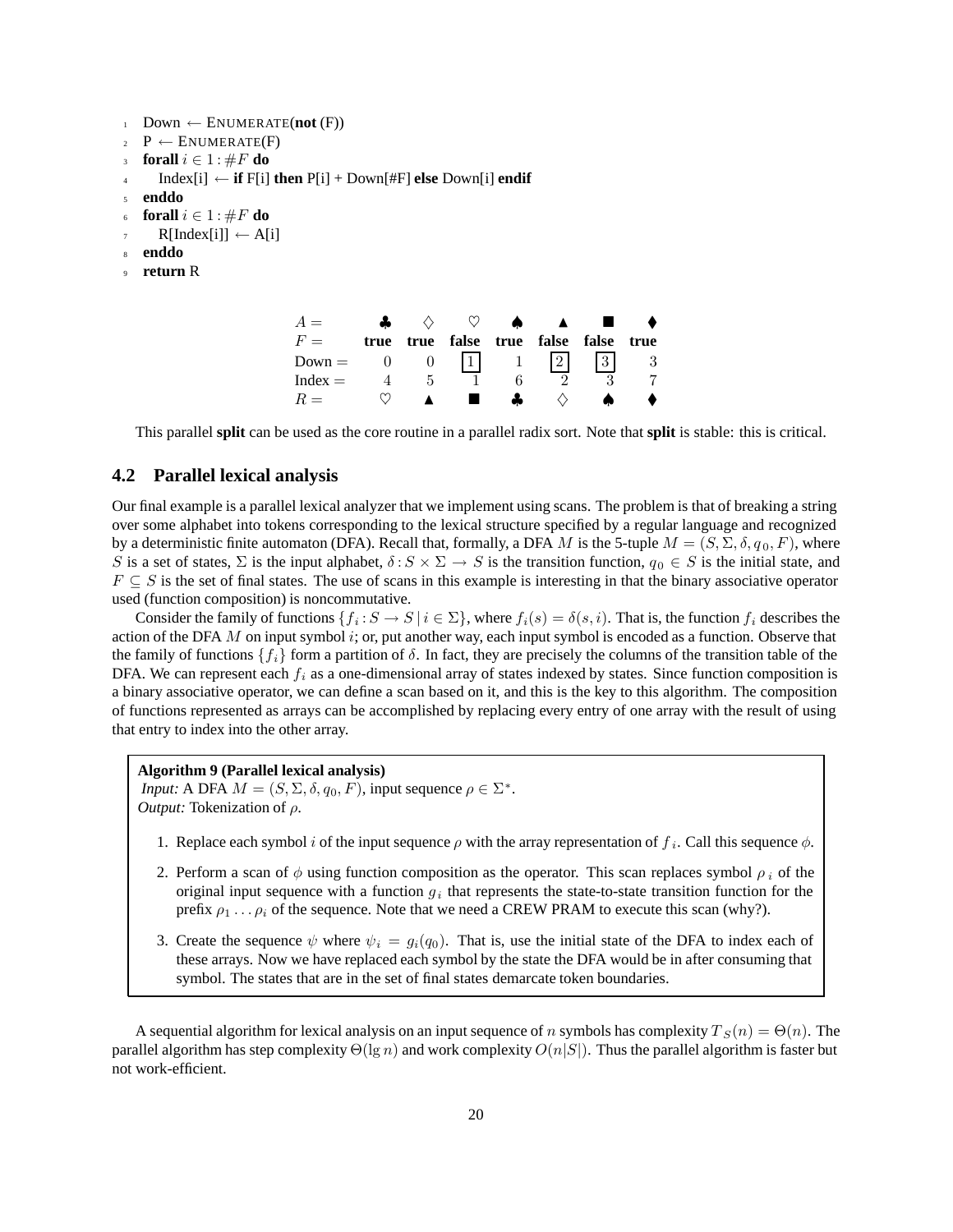```
1  Down ← ENUMERATE(not (F))
2  P ← ENUMERATE(F)
3  forall i ∈ 1 : #F do
4      Index[i] ← if F[i] then P[i] + Down[#F] else Down[i] endif
5  enddo
6  forall i ∈ 1 : #F do
7      R[Index[i]] ← A[i]
8  enddo
9  return R
```

| $A =$ | ♣ | ♢ | ♡ | ♠ | ▲ | ■ | ♦ |
|---|---|---|---|---|---|---|---|
| $F =$ | **true** | **true** | **false** | **true** | **false** | **false** | **true** |
| Down = | 0 | 0 | [1] | 1 | [2] | [3] | 3 |
| Index = | 4 | 5 | 1 | 6 | 2 | 3 | 7 |
| $R =$ | ♡ | ▲ | ■ | ♣ | ♢ | ♠ | ♦ |

This parallel **split** can be used as the core routine in a parallel radix sort. Note that **split** is stable: this is critical.

## 4.2 Parallel lexical analysis

Our final example is a parallel lexical analyzer that we implement using scans. The problem is that of breaking a string over some alphabet into tokens corresponding to the lexical structure specified by a regular language and recognized by a deterministic finite automaton (DFA). Recall that, formally, a DFA $M$ is the 5-tuple $M = (S, \Sigma, \delta, q_0, F)$, where $S$ is a set of states, $\Sigma$ is the input alphabet, $\delta : S \times \Sigma \to S$ is the transition function, $q_0 \in S$ is the initial state, and $F \subseteq S$ is the set of final states. The use of scans in this example is interesting in that the binary associative operator used (function composition) is noncommutative.

Consider the family of functions $\{f_i : S \to S \mid i \in \Sigma\}$, where $f_i(s) = \delta(s, i)$. That is, the function $f_i$ describes the action of the DFA $M$ on input symbol $i$; or, put another way, each input symbol is encoded as a function. Observe that the family of functions $\{f_i\}$ form a partition of $\delta$. In fact, they are precisely the columns of the transition table of the DFA. We can represent each $f_i$ as a one-dimensional array of states indexed by states. Since function composition is a binary associative operator, we can define a scan based on it, and this is the key to this algorithm. The composition of functions represented as arrays can be accomplished by replacing every entry of one array with the result of using that entry to index into the other array.

**Algorithm 9 (Parallel lexical analysis)**
*Input:* A DFA $M = (S, \Sigma, \delta, q_0, F)$, input sequence $\rho \in \Sigma^*$.
*Output:* Tokenization of $\rho$.

1. Replace each symbol $i$ of the input sequence $\rho$ with the array representation of $f_i$. Call this sequence $\phi$.
2. Perform a scan of $\phi$ using function composition as the operator. This scan replaces symbol $\rho_i$ of the original input sequence with a function $g_i$ that represents the state-to-state transition function for the prefix $\rho_1 \ldots \rho_i$ of the sequence. Note that we need a CREW PRAM to execute this scan (why?).
3. Create the sequence $\psi$ where $\psi_i = g_i(q_0)$. That is, use the initial state of the DFA to index each of these arrays. Now we have replaced each symbol by the state the DFA would be in after consuming that symbol. The states that are in the set of final states demarcate token boundaries.

A sequential algorithm for lexical analysis on an input sequence of $n$ symbols has complexity $T_S(n) = \Theta(n)$. The parallel algorithm has step complexity $\Theta(\lg n)$ and work complexity $O(n|S|)$. Thus the parallel algorithm is faster but not work-efficient.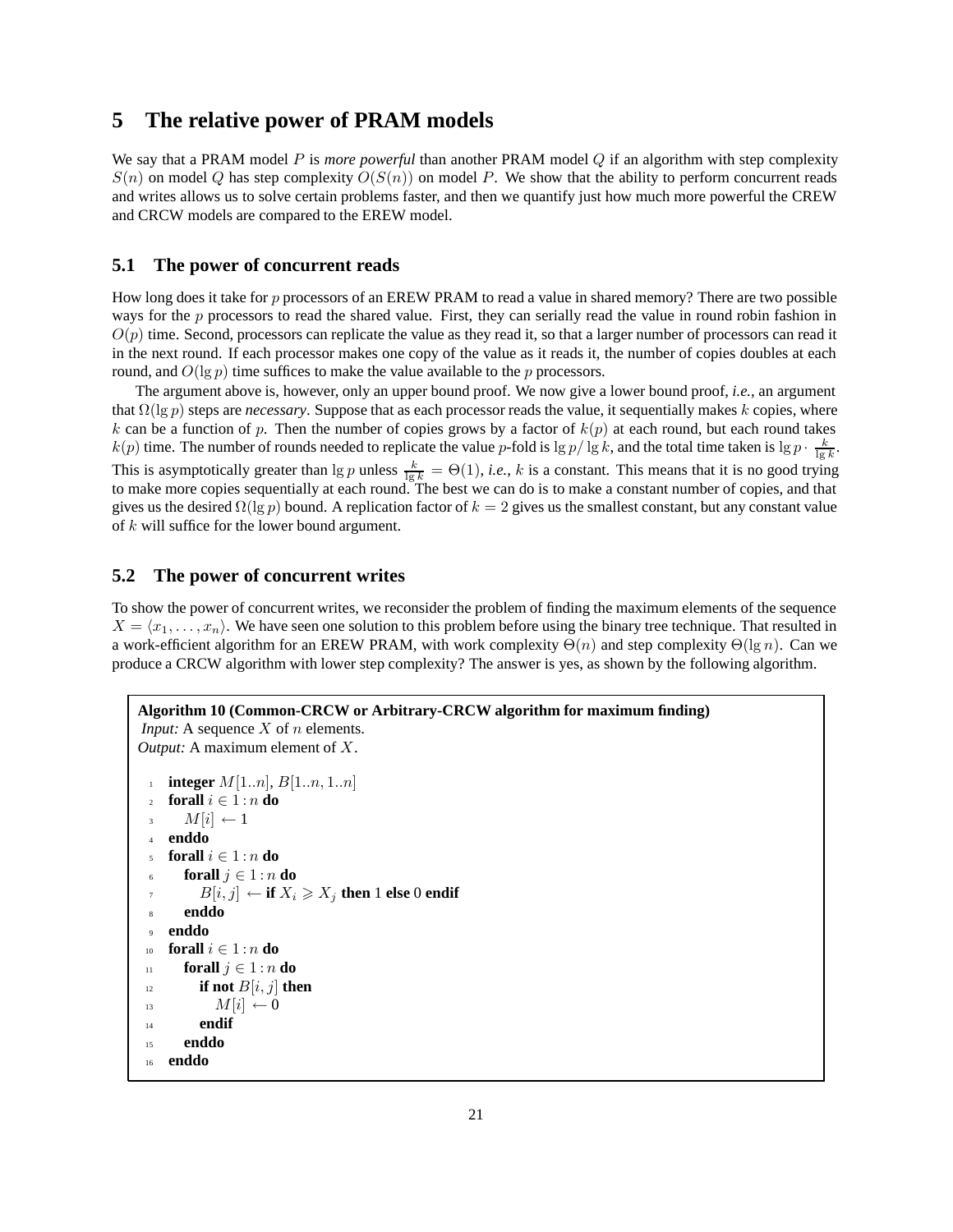## 5 The relative power of PRAM models

We say that a PRAM model $P$ is *more powerful* than another PRAM model $Q$ if an algorithm with step complexity $S(n)$ on model $Q$ has step complexity $O(S(n))$ on model $P$. We show that the ability to perform concurrent reads and writes allows us to solve certain problems faster, and then we quantify just how much more powerful the CREW and CRCW models are compared to the EREW model.

### 5.1 The power of concurrent reads

How long does it take for $p$ processors of an EREW PRAM to read a value in shared memory? There are two possible ways for the $p$ processors to read the shared value. First, they can serially read the value in round robin fashion in $O(p)$ time. Second, processors can replicate the value as they read it, so that a larger number of processors can read it in the next round. If each processor makes one copy of the value as it reads it, the number of copies doubles at each round, and $O(\lg p)$ time suffices to make the value available to the $p$ processors.

The argument above is, however, only an upper bound proof. We now give a lower bound proof, *i.e.*, an argument that $\Omega(\lg p)$ steps are *necessary*. Suppose that as each processor reads the value, it sequentially makes $k$ copies, where $k$ can be a function of $p$. Then the number of copies grows by a factor of $k(p)$ at each round, but each round takes $k(p)$ time. The number of rounds needed to replicate the value $p$-fold is $\lg p / \lg k$, and the total time taken is $\lg p \cdot \frac{k}{\lg k}$. This is asymptotically greater than $\lg p$ unless $\frac{k}{\lg k} = \Theta(1)$, *i.e.*, $k$ is a constant. This means that it is no good trying to make more copies sequentially at each round. The best we can do is to make a constant number of copies, and that gives us the desired $\Omega(\lg p)$ bound. A replication factor of $k = 2$ gives us the smallest constant, but any constant value of $k$ will suffice for the lower bound argument.

### 5.2 The power of concurrent writes

To show the power of concurrent writes, we reconsider the problem of finding the maximum elements of the sequence $X = \langle x_1, \ldots, x_n \rangle$. We have seen one solution to this problem before using the binary tree technique. That resulted in a work-efficient algorithm for an EREW PRAM, with work complexity $\Theta(n)$ and step complexity $\Theta(\lg n)$. Can we produce a CRCW algorithm with lower step complexity? The answer is yes, as shown by the following algorithm.

**Algorithm 10 (Common-CRCW or Arbitrary-CRCW algorithm for maximum finding)**
*Input:* A sequence $X$ of $n$ elements.
*Output:* A maximum element of $X$.

```
1   integer M[1..n], B[1..n, 1..n]
2   forall i ∈ 1:n do
3       M[i] ← 1
4   enddo
5   forall i ∈ 1:n do
6       forall j ∈ 1:n do
7           B[i,j] ← if X_i ⩾ X_j then 1 else 0 endif
8       enddo
9   enddo
10  forall i ∈ 1:n do
11      forall j ∈ 1:n do
12          if not B[i,j] then
13              M[i] ← 0
14          endif
15      enddo
16  enddo
```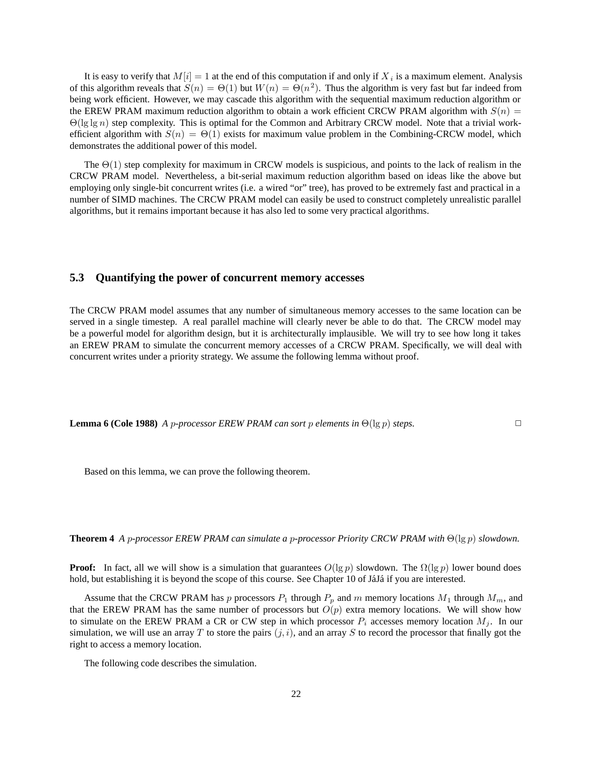It is easy to verify that $M[i] = 1$ at the end of this computation if and only if $X_i$ is a maximum element. Analysis of this algorithm reveals that $S(n) = \Theta(1)$ but $W(n) = \Theta(n^2)$. Thus the algorithm is very fast but far indeed from being work efficient. However, we may cascade this algorithm with the sequential maximum reduction algorithm or the EREW PRAM maximum reduction algorithm to obtain a work efficient CRCW PRAM algorithm with $S(n) = \Theta(\lg \lg n)$ step complexity. This is optimal for the Common and Arbitrary CRCW model. Note that a trivial work-efficient algorithm with $S(n) = \Theta(1)$ exists for maximum value problem in the Combining-CRCW model, which demonstrates the additional power of this model.

The $\Theta(1)$ step complexity for maximum in CRCW models is suspicious, and points to the lack of realism in the CRCW PRAM model. Nevertheless, a bit-serial maximum reduction algorithm based on ideas like the above but employing only single-bit concurrent writes (i.e. a wired "or" tree), has proved to be extremely fast and practical in a number of SIMD machines. The CRCW PRAM model can easily be used to construct completely unrealistic parallel algorithms, but it remains important because it has also led to some very practical algorithms.

## 5.3 Quantifying the power of concurrent memory accesses

The CRCW PRAM model assumes that any number of simultaneous memory accesses to the same location can be served in a single timestep. A real parallel machine will clearly never be able to do that. The CRCW model may be a powerful model for algorithm design, but it is architecturally implausible. We will try to see how long it takes an EREW PRAM to simulate the concurrent memory accesses of a CRCW PRAM. Specifically, we will deal with concurrent writes under a priority strategy. We assume the following lemma without proof.

**Lemma 6 (Cole 1988)** *A $p$-processor EREW PRAM can sort $p$ elements in $\Theta(\lg p)$ steps.* □

Based on this lemma, we can prove the following theorem.

**Theorem 4** *A $p$-processor EREW PRAM can simulate a $p$-processor Priority CRCW PRAM with $\Theta(\lg p)$ slowdown.*

**Proof:** In fact, all we will show is a simulation that guarantees $O(\lg p)$ slowdown. The $\Omega(\lg p)$ lower bound does hold, but establishing it is beyond the scope of this course. See Chapter 10 of JáJá if you are interested.

Assume that the CRCW PRAM has $p$ processors $P_1$ through $P_p$ and $m$ memory locations $M_1$ through $M_m$, and that the EREW PRAM has the same number of processors but $O(p)$ extra memory locations. We will show how to simulate on the EREW PRAM a CR or CW step in which processor $P_i$ accesses memory location $M_j$. In our simulation, we will use an array $T$ to store the pairs $(j, i)$, and an array $S$ to record the processor that finally got the right to access a memory location.

The following code describes the simulation.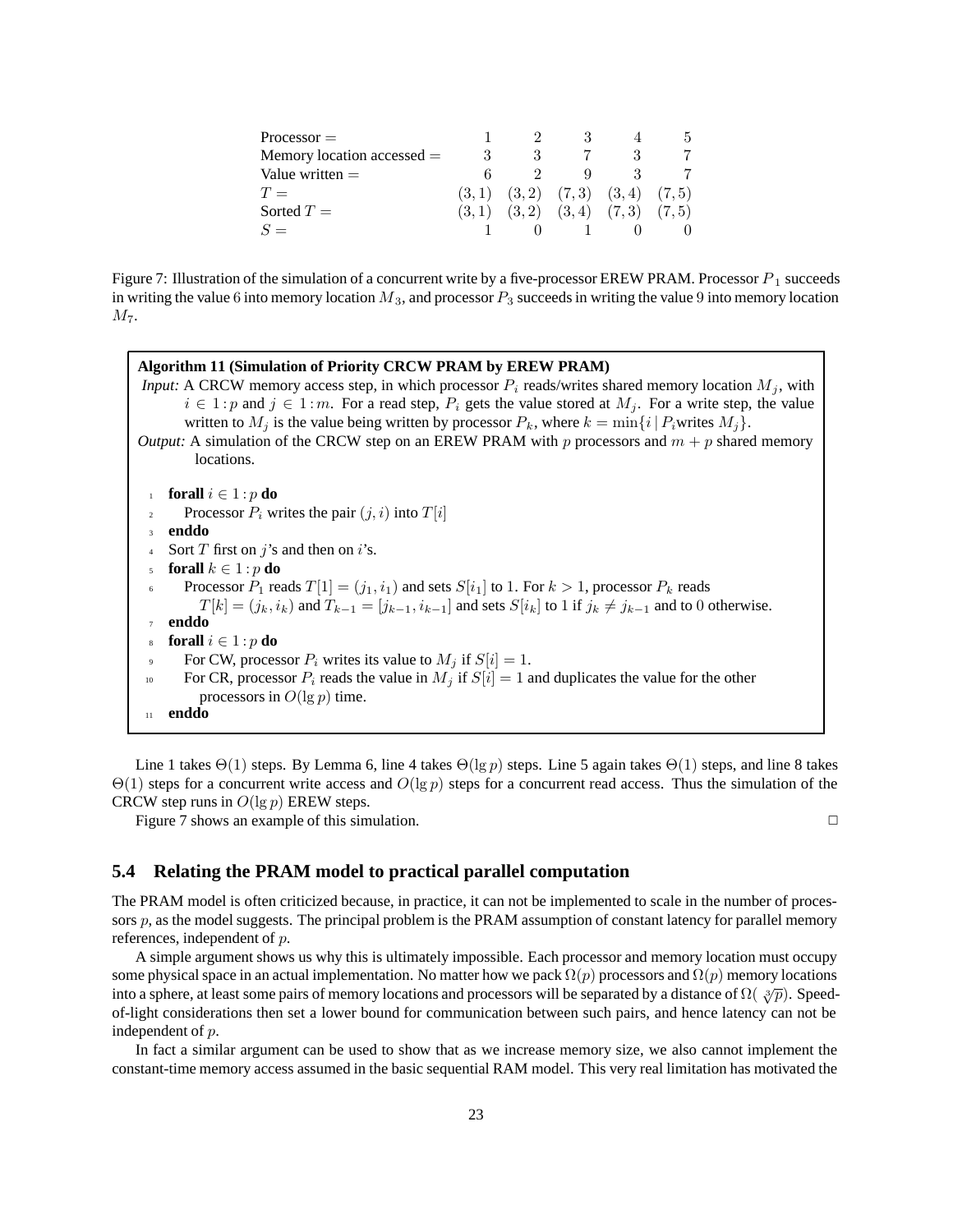| Processor = | 1 | 2 | 3 | 4 | 5 |
|---|---|---|---|---|---|
| Memory location accessed = | 3 | 3 | 7 | 3 | 7 |
| Value written = | 6 | 2 | 9 | 3 | 7 |
| $T =$ | $(3,1)$ | $(3,2)$ | $(7,3)$ | $(3,4)$ | $(7,5)$ |
| Sorted $T =$ | $(3,1)$ | $(3,2)$ | $(3,4)$ | $(7,3)$ | $(7,5)$ |
| $S =$ | 1 | 0 | 1 | 0 | 0 |

Figure 7: Illustration of the simulation of a concurrent write by a five-processor EREW PRAM. Processor $P_1$ succeeds in writing the value 6 into memory location $M_3$, and processor $P_3$ succeeds in writing the value 9 into memory location $M_7$.

**Algorithm 11 (Simulation of Priority CRCW PRAM by EREW PRAM)**

*Input:* A CRCW memory access step, in which processor $P_i$ reads/writes shared memory location $M_j$, with $i \in 1:p$ and $j \in 1:m$. For a read step, $P_i$ gets the value stored at $M_j$. For a write step, the value written to $M_j$ is the value being written by processor $P_k$, where $k = \min\{i \mid P_i \text{writes } M_j\}$.

*Output:* A simulation of the CRCW step on an EREW PRAM with $p$ processors and $m + p$ shared memory locations.

```
1  forall i ∈ 1:p do
2      Processor P_i writes the pair (j, i) into T[i]
3  enddo
4  Sort T first on j's and then on i's.
5  forall k ∈ 1:p do
6      Processor P_1 reads T[1] = (j_1, i_1) and sets S[i_1] to 1. For k > 1, processor P_k reads
           T[k] = (j_k, i_k) and T_{k-1} = [j_{k-1}, i_{k-1}] and sets S[i_k] to 1 if j_k ≠ j_{k-1} and to 0 otherwise.
7  enddo
8  forall i ∈ 1:p do
9      For CW, processor P_i writes its value to M_j if S[i] = 1.
10     For CR, processor P_i reads the value in M_j if S[i] = 1 and duplicates the value for the other
           processors in O(lg p) time.
11 enddo
```

Line 1 takes $\Theta(1)$ steps. By Lemma 6, line 4 takes $\Theta(\lg p)$ steps. Line 5 again takes $\Theta(1)$ steps, and line 8 takes $\Theta(1)$ steps for a concurrent write access and $O(\lg p)$ steps for a concurrent read access. Thus the simulation of the CRCW step runs in $O(\lg p)$ EREW steps.

Figure 7 shows an example of this simulation. □

## 5.4 Relating the PRAM model to practical parallel computation

The PRAM model is often criticized because, in practice, it can not be implemented to scale in the number of processors $p$, as the model suggests. The principal problem is the PRAM assumption of constant latency for parallel memory references, independent of $p$.

A simple argument shows us why this is ultimately impossible. Each processor and memory location must occupy some physical space in an actual implementation. No matter how we pack $\Omega(p)$ processors and $\Omega(p)$ memory locations into a sphere, at least some pairs of memory locations and processors will be separated by a distance of $\Omega(\sqrt[3]{p})$. Speed-of-light considerations then set a lower bound for communication between such pairs, and hence latency can not be independent of $p$.

In fact a similar argument can be used to show that as we increase memory size, we also cannot implement the constant-time memory access assumed in the basic sequential RAM model. This very real limitation has motivated the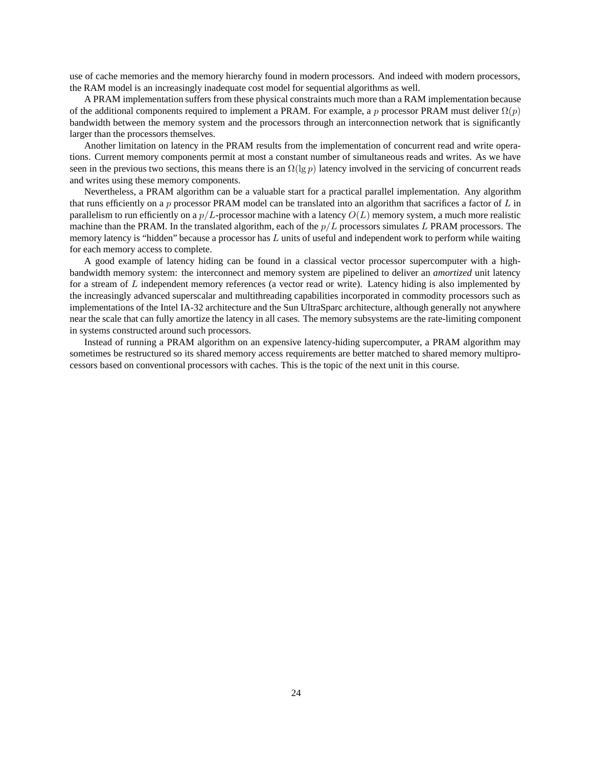use of cache memories and the memory hierarchy found in modern processors. And indeed with modern processors, the RAM model is an increasingly inadequate cost model for sequential algorithms as well.

A PRAM implementation suffers from these physical constraints much more than a RAM implementation because of the additional components required to implement a PRAM. For example, a $p$ processor PRAM must deliver $\Omega(p)$ bandwidth between the memory system and the processors through an interconnection network that is significantly larger than the processors themselves.

Another limitation on latency in the PRAM results from the implementation of concurrent read and write operations. Current memory components permit at most a constant number of simultaneous reads and writes. As we have seen in the previous two sections, this means there is an $\Omega(\lg p)$ latency involved in the servicing of concurrent reads and writes using these memory components.

Nevertheless, a PRAM algorithm can be a valuable start for a practical parallel implementation. Any algorithm that runs efficiently on a $p$ processor PRAM model can be translated into an algorithm that sacrifices a factor of $L$ in parallelism to run efficiently on a $p/L$-processor machine with a latency $O(L)$ memory system, a much more realistic machine than the PRAM. In the translated algorithm, each of the $p/L$ processors simulates $L$ PRAM processors. The memory latency is "hidden" because a processor has $L$ units of useful and independent work to perform while waiting for each memory access to complete.

A good example of latency hiding can be found in a classical vector processor supercomputer with a high-bandwidth memory system: the interconnect and memory system are pipelined to deliver an *amortized* unit latency for a stream of $L$ independent memory references (a vector read or write). Latency hiding is also implemented by the increasingly advanced superscalar and multithreading capabilities incorporated in commodity processors such as implementations of the Intel IA-32 architecture and the Sun UltraSparc architecture, although generally not anywhere near the scale that can fully amortize the latency in all cases. The memory subsystems are the rate-limiting component in systems constructed around such processors.

Instead of running a PRAM algorithm on an expensive latency-hiding supercomputer, a PRAM algorithm may sometimes be restructured so its shared memory access requirements are better matched to shared memory multiprocessors based on conventional processors with caches. This is the topic of the next unit in this course.